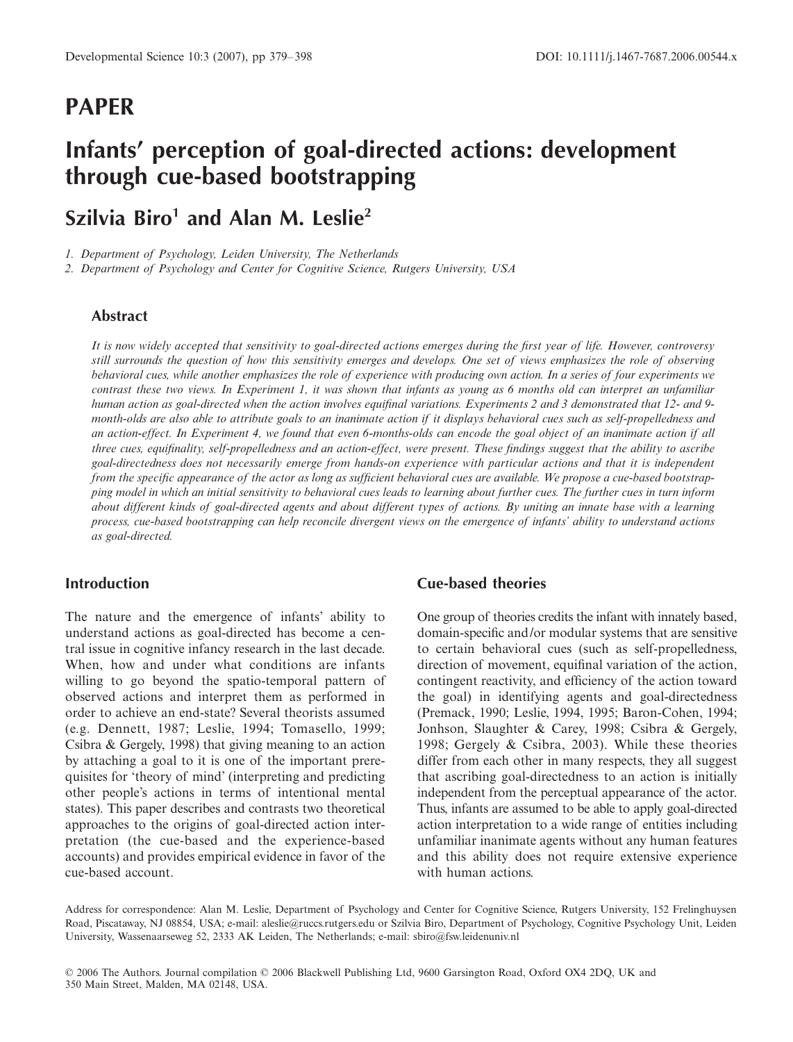PAPER

# Infants' perception of goal-directed actions: development through cue-based bootstrapping

## Szilvia Biro[1] and Alan M. Leslie[2]

*1. Department of Psychology, Leiden University, The Netherlands*
*2. Department of Psychology and Center for Cognitive Science, Rutgers University, USA*

### Abstract

*It is now widely accepted that sensitivity to goal-directed actions emerges during the first year of life. However, controversy still surrounds the question of how this sensitivity emerges and develops. One set of views emphasizes the role of observing behavioral cues, while another emphasizes the role of experience with producing own action. In a series of four experiments we contrast these two views. In Experiment 1, it was shown that infants as young as 6 months old can interpret an unfamiliar human action as goal-directed when the action involves equifinal variations. Experiments 2 and 3 demonstrated that 12- and 9-month-olds are also able to attribute goals to an inanimate action if it displays behavioral cues such as self-propelledness and an action-effect. In Experiment 4, we found that even 6-months-olds can encode the goal object of an inanimate action if all three cues, equifinality, self-propelledness and an action-effect, were present. These findings suggest that the ability to ascribe goal-directedness does not necessarily emerge from hands-on experience with particular actions and that it is independent from the specific appearance of the actor as long as sufficient behavioral cues are available. We propose a cue-based bootstrapping model in which an initial sensitivity to behavioral cues leads to learning about further cues. The further cues in turn inform about different kinds of goal-directed agents and about different types of actions. By uniting an innate base with a learning process, cue-based bootstrapping can help reconcile divergent views on the emergence of infants' ability to understand actions as goal-directed.*

### Introduction

The nature and the emergence of infants' ability to understand actions as goal-directed has become a central issue in cognitive infancy research in the last decade. When, how and under what conditions are infants willing to go beyond the spatio-temporal pattern of observed actions and interpret them as performed in order to achieve an end-state? Several theorists assumed (e.g. Dennett, 1987; Leslie, 1994; Tomasello, 1999; Csibra & Gergely, 1998) that giving meaning to an action by attaching a goal to it is one of the important prerequisites for 'theory of mind' (interpreting and predicting other people's actions in terms of intentional mental states). This paper describes and contrasts two theoretical approaches to the origins of goal-directed action interpretation (the cue-based and the experience-based accounts) and provides empirical evidence in favor of the cue-based account.

### Cue-based theories

One group of theories credits the infant with innately based, domain-specific and/or modular systems that are sensitive to certain behavioral cues (such as self-propelledness, direction of movement, equifinal variation of the action, contingent reactivity, and efficiency of the action toward the goal) in identifying agents and goal-directedness (Premack, 1990; Leslie, 1994, 1995; Baron-Cohen, 1994; Jonhson, Slaughter & Carey, 1998; Csibra & Gergely, 1998; Gergely & Csibra, 2003). While these theories differ from each other in many respects, they all suggest that ascribing goal-directedness to an action is initially independent from the perceptual appearance of the actor. Thus, infants are assumed to be able to apply goal-directed action interpretation to a wide range of entities including unfamiliar inanimate agents without any human features and this ability does not require extensive experience with human actions.

Address for correspondence: Alan M. Leslie, Department of Psychology and Center for Cognitive Science, Rutgers University, 152 Frelinghuysen Road, Piscataway, NJ 08854, USA; e-mail: aleslie@ruccs.rutgers.edu or Szilvia Biro, Department of Psychology, Cognitive Psychology Unit, Leiden University, Wassenaarseweg 52, 2333 AK Leiden, The Netherlands; e-mail: sbiro@fsw.leidenuniv.nl

© 2006 The Authors. Journal compilation © 2006 Blackwell Publishing Ltd, 9600 Garsington Road, Oxford OX4 2DQ, UK and 350 Main Street, Malden, MA 02148, USA.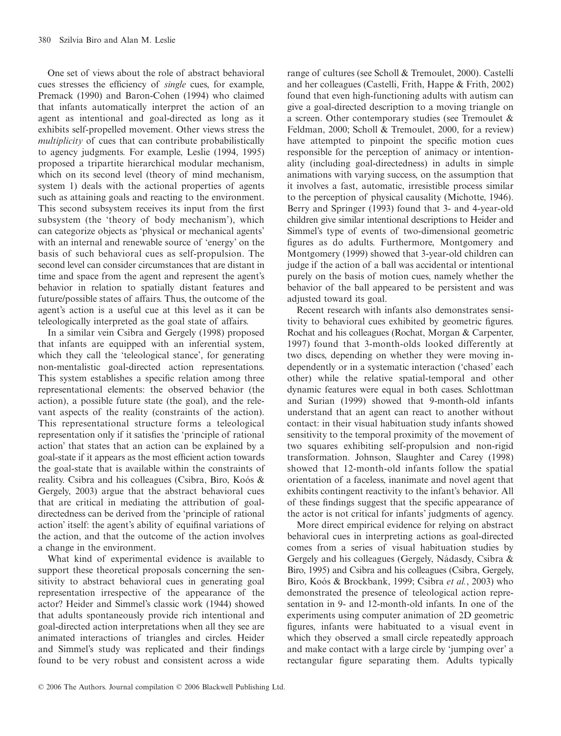One set of views about the role of abstract behavioral cues stresses the efficiency of *single* cues, for example, Premack (1990) and Baron-Cohen (1994) who claimed that infants automatically interpret the action of an agent as intentional and goal-directed as long as it exhibits self-propelled movement. Other views stress the *multiplicity* of cues that can contribute probabilistically to agency judgments. For example, Leslie (1994, 1995) proposed a tripartite hierarchical modular mechanism, which on its second level (theory of mind mechanism, system 1) deals with the actional properties of agents such as attaining goals and reacting to the environment. This second subsystem receives its input from the first subsystem (the 'theory of body mechanism'), which can categorize objects as 'physical or mechanical agents' with an internal and renewable source of 'energy' on the basis of such behavioral cues as self-propulsion. The second level can consider circumstances that are distant in time and space from the agent and represent the agent's behavior in relation to spatially distant features and future/possible states of affairs. Thus, the outcome of the agent's action is a useful cue at this level as it can be teleologically interpreted as the goal state of affairs.

In a similar vein Csibra and Gergely (1998) proposed that infants are equipped with an inferential system, which they call the 'teleological stance', for generating non-mentalistic goal-directed action representations. This system establishes a specific relation among three representational elements: the observed behavior (the action), a possible future state (the goal), and the relevant aspects of the reality (constraints of the action). This representational structure forms a teleological representation only if it satisfies the 'principle of rational action' that states that an action can be explained by a goal-state if it appears as the most efficient action towards the goal-state that is available within the constraints of reality. Csibra and his colleagues (Csibra, Biro, Koós & Gergely, 2003) argue that the abstract behavioral cues that are critical in mediating the attribution of goal-directedness can be derived from the 'principle of rational action' itself: the agent's ability of equifinal variations of the action, and that the outcome of the action involves a change in the environment.

What kind of experimental evidence is available to support these theoretical proposals concerning the sensitivity to abstract behavioral cues in generating goal representation irrespective of the appearance of the actor? Heider and Simmel's classic work (1944) showed that adults spontaneously provide rich intentional and goal-directed action interpretations when all they see are animated interactions of triangles and circles. Heider and Simmel's study was replicated and their findings found to be very robust and consistent across a wide range of cultures (see Scholl & Tremoulet, 2000). Castelli and her colleagues (Castelli, Frith, Happe & Frith, 2002) found that even high-functioning adults with autism can give a goal-directed description to a moving triangle on a screen. Other contemporary studies (see Tremoulet & Feldman, 2000; Scholl & Tremoulet, 2000, for a review) have attempted to pinpoint the specific motion cues responsible for the perception of animacy or intentionality (including goal-directedness) in adults in simple animations with varying success, on the assumption that it involves a fast, automatic, irresistible process similar to the perception of physical causality (Michotte, 1946). Berry and Springer (1993) found that 3- and 4-year-old children give similar intentional descriptions to Heider and Simmel's type of events of two-dimensional geometric figures as do adults. Furthermore, Montgomery and Montgomery (1999) showed that 3-year-old children can judge if the action of a ball was accidental or intentional purely on the basis of motion cues, namely whether the behavior of the ball appeared to be persistent and was adjusted toward its goal.

Recent research with infants also demonstrates sensitivity to behavioral cues exhibited by geometric figures. Rochat and his colleagues (Rochat, Morgan & Carpenter, 1997) found that 3-month-olds looked differently at two discs, depending on whether they were moving independently or in a systematic interaction ('chased' each other) while the relative spatial-temporal and other dynamic features were equal in both cases. Schlottman and Surian (1999) showed that 9-month-old infants understand that an agent can react to another without contact: in their visual habituation study infants showed sensitivity to the temporal proximity of the movement of two squares exhibiting self-propulsion and non-rigid transformation. Johnson, Slaughter and Carey (1998) showed that 12-month-old infants follow the spatial orientation of a faceless, inanimate and novel agent that exhibits contingent reactivity to the infant's behavior. All of these findings suggest that the specific appearance of the actor is not critical for infants' judgments of agency.

More direct empirical evidence for relying on abstract behavioral cues in interpreting actions as goal-directed comes from a series of visual habituation studies by Gergely and his colleagues (Gergely, Nádasdy, Csibra & Biro, 1995) and Csibra and his colleagues (Csibra, Gergely, Biro, Koós & Brockbank, 1999; Csibra *et al.*, 2003) who demonstrated the presence of teleological action representation in 9- and 12-month-old infants. In one of the experiments using computer animation of 2D geometric figures, infants were habituated to a visual event in which they observed a small circle repeatedly approach and make contact with a large circle by 'jumping over' a rectangular figure separating them. Adults typically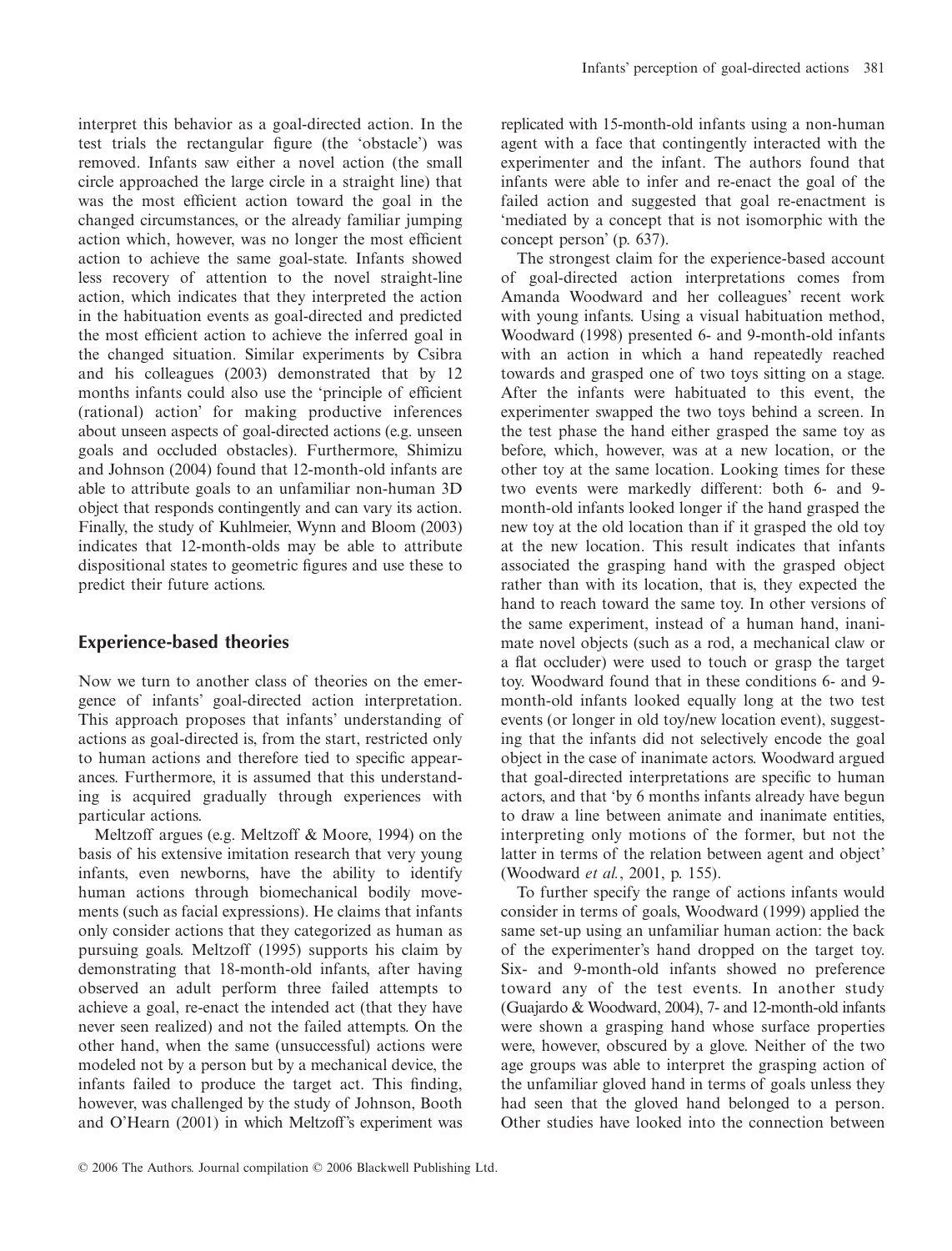interpret this behavior as a goal-directed action. In the test trials the rectangular figure (the 'obstacle') was removed. Infants saw either a novel action (the small circle approached the large circle in a straight line) that was the most efficient action toward the goal in the changed circumstances, or the already familiar jumping action which, however, was no longer the most efficient action to achieve the same goal-state. Infants showed less recovery of attention to the novel straight-line action, which indicates that they interpreted the action in the habituation events as goal-directed and predicted the most efficient action to achieve the inferred goal in the changed situation. Similar experiments by Csibra and his colleagues (2003) demonstrated that by 12 months infants could also use the 'principle of efficient (rational) action' for making productive inferences about unseen aspects of goal-directed actions (e.g. unseen goals and occluded obstacles). Furthermore, Shimizu and Johnson (2004) found that 12-month-old infants are able to attribute goals to an unfamiliar non-human 3D object that responds contingently and can vary its action. Finally, the study of Kuhlmeier, Wynn and Bloom (2003) indicates that 12-month-olds may be able to attribute dispositional states to geometric figures and use these to predict their future actions.

## Experience-based theories

Now we turn to another class of theories on the emergence of infants' goal-directed action interpretation. This approach proposes that infants' understanding of actions as goal-directed is, from the start, restricted only to human actions and therefore tied to specific appearances. Furthermore, it is assumed that this understanding is acquired gradually through experiences with particular actions.

Meltzoff argues (e.g. Meltzoff & Moore, 1994) on the basis of his extensive imitation research that very young infants, even newborns, have the ability to identify human actions through biomechanical bodily movements (such as facial expressions). He claims that infants only consider actions that they categorized as human as pursuing goals. Meltzoff (1995) supports his claim by demonstrating that 18-month-old infants, after having observed an adult perform three failed attempts to achieve a goal, re-enact the intended act (that they have never seen realized) and not the failed attempts. On the other hand, when the same (unsuccessful) actions were modeled not by a person but by a mechanical device, the infants failed to produce the target act. This finding, however, was challenged by the study of Johnson, Booth and O'Hearn (2001) in which Meltzoff's experiment was replicated with 15-month-old infants using a non-human agent with a face that contingently interacted with the experimenter and the infant. The authors found that infants were able to infer and re-enact the goal of the failed action and suggested that goal re-enactment is 'mediated by a concept that is not isomorphic with the concept person' (p. 637).

The strongest claim for the experience-based account of goal-directed action interpretations comes from Amanda Woodward and her colleagues' recent work with young infants. Using a visual habituation method, Woodward (1998) presented 6- and 9-month-old infants with an action in which a hand repeatedly reached towards and grasped one of two toys sitting on a stage. After the infants were habituated to this event, the experimenter swapped the two toys behind a screen. In the test phase the hand either grasped the same toy as before, which, however, was at a new location, or the other toy at the same location. Looking times for these two events were markedly different: both 6- and 9-month-old infants looked longer if the hand grasped the new toy at the old location than if it grasped the old toy at the new location. This result indicates that infants associated the grasping hand with the grasped object rather than with its location, that is, they expected the hand to reach toward the same toy. In other versions of the same experiment, instead of a human hand, inanimate novel objects (such as a rod, a mechanical claw or a flat occluder) were used to touch or grasp the target toy. Woodward found that in these conditions 6- and 9-month-old infants looked equally long at the two test events (or longer in old toy/new location event), suggesting that the infants did not selectively encode the goal object in the case of inanimate actors. Woodward argued that goal-directed interpretations are specific to human actors, and that 'by 6 months infants already have begun to draw a line between animate and inanimate entities, interpreting only motions of the former, but not the latter in terms of the relation between agent and object' (Woodward *et al.*, 2001, p. 155).

To further specify the range of actions infants would consider in terms of goals, Woodward (1999) applied the same set-up using an unfamiliar human action: the back of the experimenter's hand dropped on the target toy. Six- and 9-month-old infants showed no preference toward any of the test events. In another study (Guajardo & Woodward, 2004), 7- and 12-month-old infants were shown a grasping hand whose surface properties were, however, obscured by a glove. Neither of the two age groups was able to interpret the grasping action of the unfamiliar gloved hand in terms of goals unless they had seen that the gloved hand belonged to a person. Other studies have looked into the connection between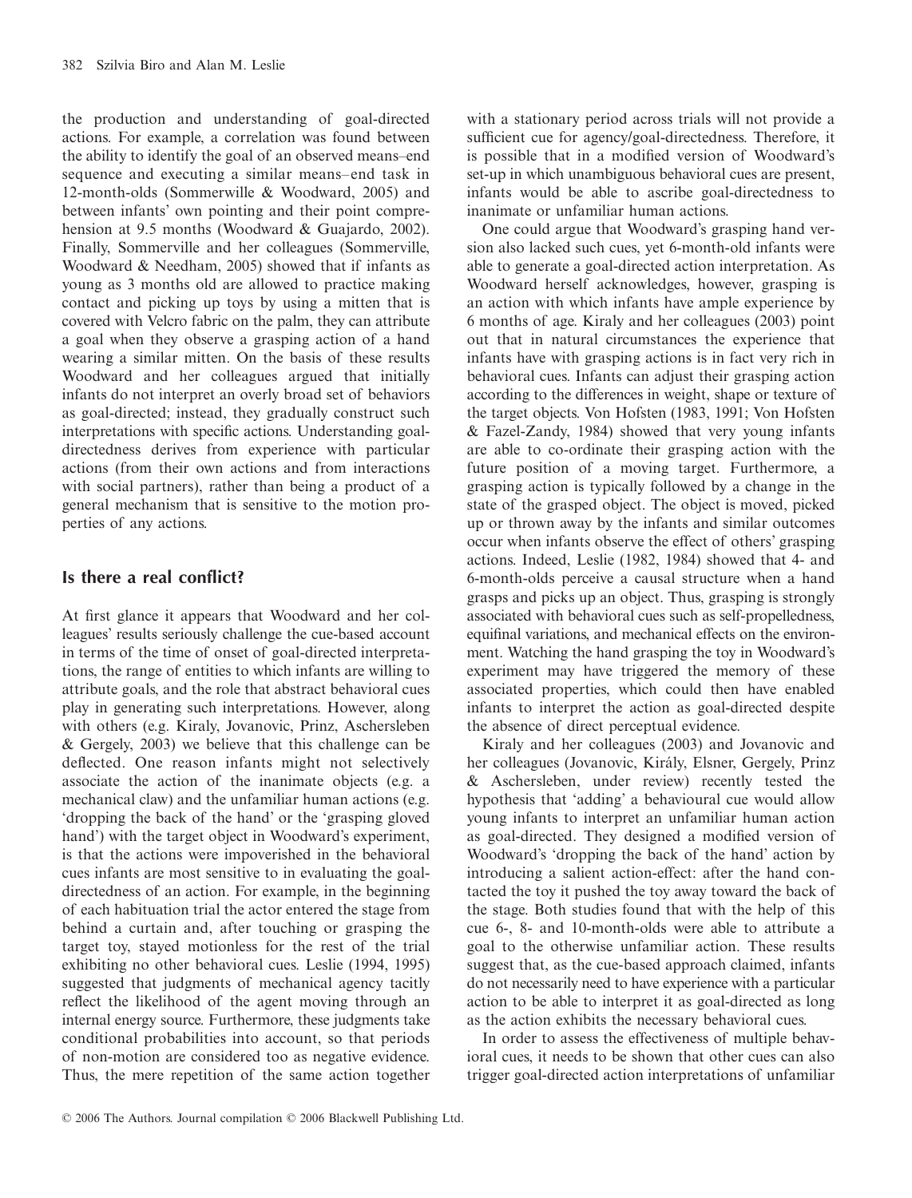the production and understanding of goal-directed actions. For example, a correlation was found between the ability to identify the goal of an observed means–end sequence and executing a similar means–end task in 12-month-olds (Sommerwille & Woodward, 2005) and between infants' own pointing and their point comprehension at 9.5 months (Woodward & Guajardo, 2002). Finally, Sommerville and her colleagues (Sommerville, Woodward & Needham, 2005) showed that if infants as young as 3 months old are allowed to practice making contact and picking up toys by using a mitten that is covered with Velcro fabric on the palm, they can attribute a goal when they observe a grasping action of a hand wearing a similar mitten. On the basis of these results Woodward and her colleagues argued that initially infants do not interpret an overly broad set of behaviors as goal-directed; instead, they gradually construct such interpretations with specific actions. Understanding goal-directedness derives from experience with particular actions (from their own actions and from interactions with social partners), rather than being a product of a general mechanism that is sensitive to the motion properties of any actions.

## Is there a real conflict?

At first glance it appears that Woodward and her colleagues' results seriously challenge the cue-based account in terms of the time of onset of goal-directed interpretations, the range of entities to which infants are willing to attribute goals, and the role that abstract behavioral cues play in generating such interpretations. However, along with others (e.g. Kiraly, Jovanovic, Prinz, Aschersleben & Gergely, 2003) we believe that this challenge can be deflected. One reason infants might not selectively associate the action of the inanimate objects (e.g. a mechanical claw) and the unfamiliar human actions (e.g. 'dropping the back of the hand' or the 'grasping gloved hand') with the target object in Woodward's experiment, is that the actions were impoverished in the behavioral cues infants are most sensitive to in evaluating the goal-directedness of an action. For example, in the beginning of each habituation trial the actor entered the stage from behind a curtain and, after touching or grasping the target toy, stayed motionless for the rest of the trial exhibiting no other behavioral cues. Leslie (1994, 1995) suggested that judgments of mechanical agency tacitly reflect the likelihood of the agent moving through an internal energy source. Furthermore, these judgments take conditional probabilities into account, so that periods of non-motion are considered too as negative evidence. Thus, the mere repetition of the same action together with a stationary period across trials will not provide a sufficient cue for agency/goal-directedness. Therefore, it is possible that in a modified version of Woodward's set-up in which unambiguous behavioral cues are present, infants would be able to ascribe goal-directedness to inanimate or unfamiliar human actions.

One could argue that Woodward's grasping hand version also lacked such cues, yet 6-month-old infants were able to generate a goal-directed action interpretation. As Woodward herself acknowledges, however, grasping is an action with which infants have ample experience by 6 months of age. Kiraly and her colleagues (2003) point out that in natural circumstances the experience that infants have with grasping actions is in fact very rich in behavioral cues. Infants can adjust their grasping action according to the differences in weight, shape or texture of the target objects. Von Hofsten (1983, 1991; Von Hofsten & Fazel-Zandy, 1984) showed that very young infants are able to co-ordinate their grasping action with the future position of a moving target. Furthermore, a grasping action is typically followed by a change in the state of the grasped object. The object is moved, picked up or thrown away by the infants and similar outcomes occur when infants observe the effect of others' grasping actions. Indeed, Leslie (1982, 1984) showed that 4- and 6-month-olds perceive a causal structure when a hand grasps and picks up an object. Thus, grasping is strongly associated with behavioral cues such as self-propelledness, equifinal variations, and mechanical effects on the environment. Watching the hand grasping the toy in Woodward's experiment may have triggered the memory of these associated properties, which could then have enabled infants to interpret the action as goal-directed despite the absence of direct perceptual evidence.

Kiraly and her colleagues (2003) and Jovanovic and her colleagues (Jovanovic, Király, Elsner, Gergely, Prinz & Aschersleben, under review) recently tested the hypothesis that 'adding' a behavioural cue would allow young infants to interpret an unfamiliar human action as goal-directed. They designed a modified version of Woodward's 'dropping the back of the hand' action by introducing a salient action-effect: after the hand contacted the toy it pushed the toy away toward the back of the stage. Both studies found that with the help of this cue 6-, 8- and 10-month-olds were able to attribute a goal to the otherwise unfamiliar action. These results suggest that, as the cue-based approach claimed, infants do not necessarily need to have experience with a particular action to be able to interpret it as goal-directed as long as the action exhibits the necessary behavioral cues.

In order to assess the effectiveness of multiple behavioral cues, it needs to be shown that other cues can also trigger goal-directed action interpretations of unfamiliar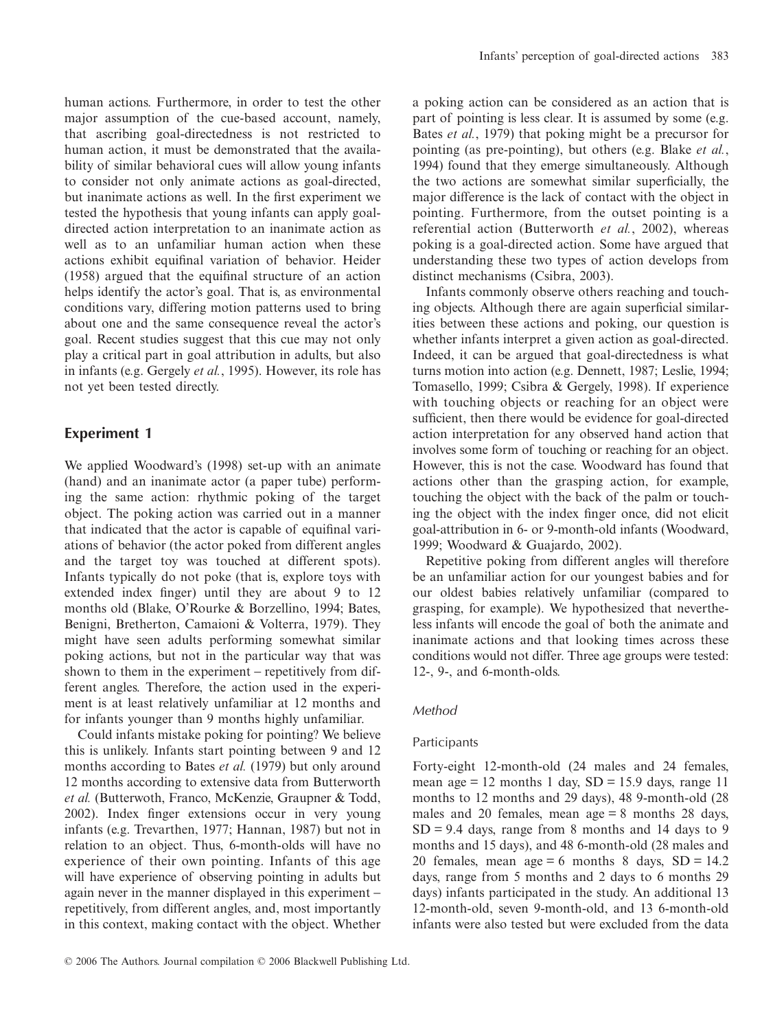human actions. Furthermore, in order to test the other major assumption of the cue-based account, namely, that ascribing goal-directedness is not restricted to human action, it must be demonstrated that the availability of similar behavioral cues will allow young infants to consider not only animate actions as goal-directed, but inanimate actions as well. In the first experiment we tested the hypothesis that young infants can apply goal-directed action interpretation to an inanimate action as well as to an unfamiliar human action when these actions exhibit equifinal variation of behavior. Heider (1958) argued that the equifinal structure of an action helps identify the actor's goal. That is, as environmental conditions vary, differing motion patterns used to bring about one and the same consequence reveal the actor's goal. Recent studies suggest that this cue may not only play a critical part in goal attribution in adults, but also in infants (e.g. Gergely *et al.*, 1995). However, its role has not yet been tested directly.

## Experiment 1

We applied Woodward's (1998) set-up with an animate (hand) and an inanimate actor (a paper tube) performing the same action: rhythmic poking of the target object. The poking action was carried out in a manner that indicated that the actor is capable of equifinal variations of behavior (the actor poked from different angles and the target toy was touched at different spots). Infants typically do not poke (that is, explore toys with extended index finger) until they are about 9 to 12 months old (Blake, O'Rourke & Borzellino, 1994; Bates, Benigni, Bretherton, Camaioni & Volterra, 1979). They might have seen adults performing somewhat similar poking actions, but not in the particular way that was shown to them in the experiment – repetitively from different angles. Therefore, the action used in the experiment is at least relatively unfamiliar at 12 months and for infants younger than 9 months highly unfamiliar.

Could infants mistake poking for pointing? We believe this is unlikely. Infants start pointing between 9 and 12 months according to Bates *et al.* (1979) but only around 12 months according to extensive data from Butterworth *et al.* (Butterwoth, Franco, McKenzie, Graupner & Todd, 2002). Index finger extensions occur in very young infants (e.g. Trevarthen, 1977; Hannan, 1987) but not in relation to an object. Thus, 6-month-olds will have no experience of their own pointing. Infants of this age will have experience of observing pointing in adults but again never in the manner displayed in this experiment – repetitively, from different angles, and, most importantly in this context, making contact with the object. Whether a poking action can be considered as an action that is part of pointing is less clear. It is assumed by some (e.g. Bates *et al.*, 1979) that poking might be a precursor for pointing (as pre-pointing), but others (e.g. Blake *et al.*, 1994) found that they emerge simultaneously. Although the two actions are somewhat similar superficially, the major difference is the lack of contact with the object in pointing. Furthermore, from the outset pointing is a referential action (Butterworth *et al.*, 2002), whereas poking is a goal-directed action. Some have argued that understanding these two types of action develops from distinct mechanisms (Csibra, 2003).

Infants commonly observe others reaching and touching objects. Although there are again superficial similarities between these actions and poking, our question is whether infants interpret a given action as goal-directed. Indeed, it can be argued that goal-directedness is what turns motion into action (e.g. Dennett, 1987; Leslie, 1994; Tomasello, 1999; Csibra & Gergely, 1998). If experience with touching objects or reaching for an object were sufficient, then there would be evidence for goal-directed action interpretation for any observed hand action that involves some form of touching or reaching for an object. However, this is not the case. Woodward has found that actions other than the grasping action, for example, touching the object with the back of the palm or touching the object with the index finger once, did not elicit goal-attribution in 6- or 9-month-old infants (Woodward, 1999; Woodward & Guajardo, 2002).

Repetitive poking from different angles will therefore be an unfamiliar action for our youngest babies and for our oldest babies relatively unfamiliar (compared to grasping, for example). We hypothesized that nevertheless infants will encode the goal of both the animate and inanimate actions and that looking times across these conditions would not differ. Three age groups were tested: 12-, 9-, and 6-month-olds.

### *Method*

#### Participants

Forty-eight 12-month-old (24 males and 24 females, mean age = 12 months 1 day, SD = 15.9 days, range 11 months to 12 months and 29 days), 48 9-month-old (28 males and 20 females, mean age = 8 months 28 days, SD = 9.4 days, range from 8 months and 14 days to 9 months and 15 days), and 48 6-month-old (28 males and 20 females, mean age = 6 months 8 days, SD = 14.2 days, range from 5 months and 2 days to 6 months 29 days) infants participated in the study. An additional 13 12-month-old, seven 9-month-old, and 13 6-month-old infants were also tested but were excluded from the data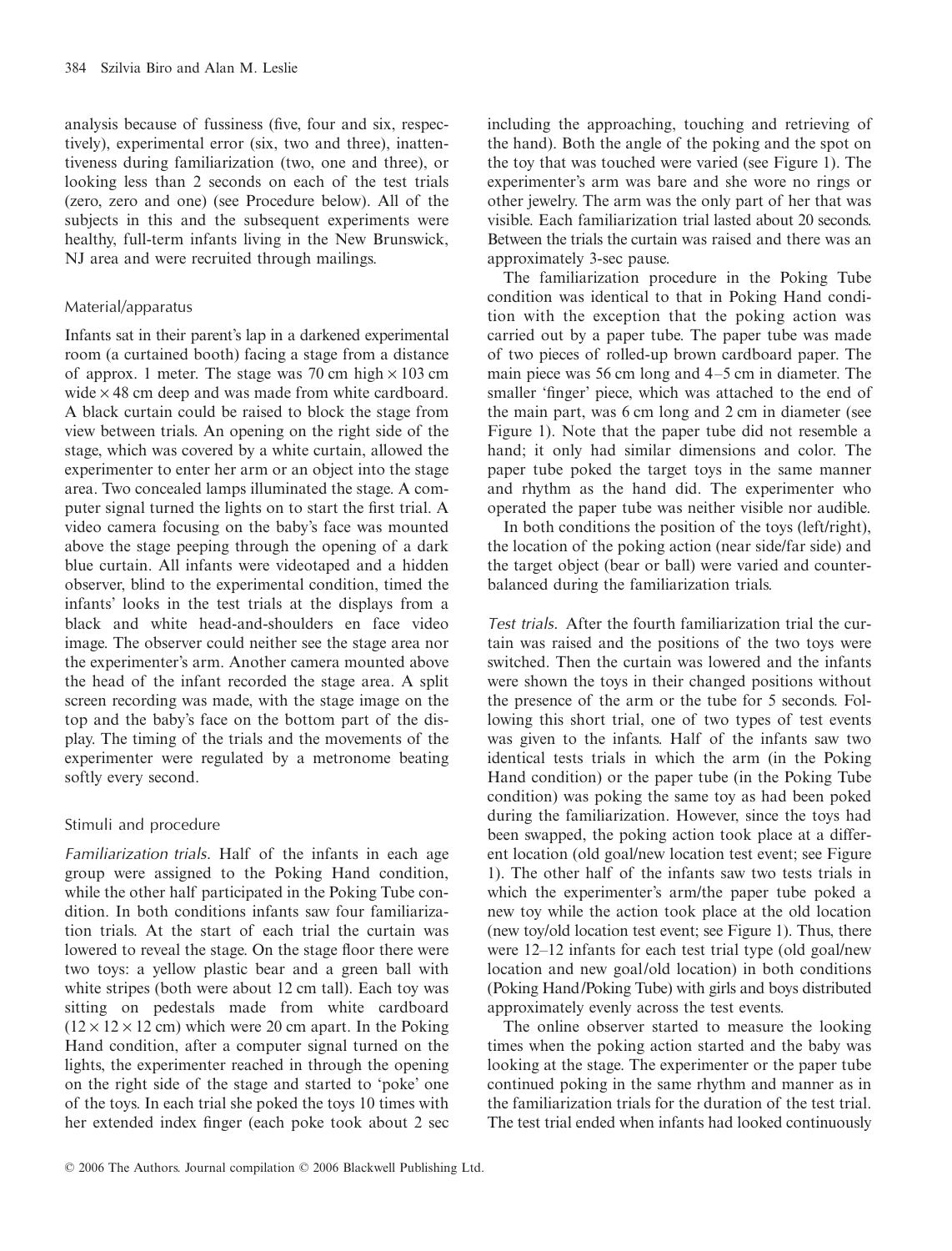analysis because of fussiness (five, four and six, respectively), experimental error (six, two and three), inattentiveness during familiarization (two, one and three), or looking less than 2 seconds on each of the test trials (zero, zero and one) (see Procedure below). All of the subjects in this and the subsequent experiments were healthy, full-term infants living in the New Brunswick, NJ area and were recruited through mailings.

### Material/apparatus

Infants sat in their parent's lap in a darkened experimental room (a curtained booth) facing a stage from a distance of approx. 1 meter. The stage was 70 cm high × 103 cm wide × 48 cm deep and was made from white cardboard. A black curtain could be raised to block the stage from view between trials. An opening on the right side of the stage, which was covered by a white curtain, allowed the experimenter to enter her arm or an object into the stage area. Two concealed lamps illuminated the stage. A computer signal turned the lights on to start the first trial. A video camera focusing on the baby's face was mounted above the stage peeping through the opening of a dark blue curtain. All infants were videotaped and a hidden observer, blind to the experimental condition, timed the infants' looks in the test trials at the displays from a black and white head-and-shoulders en face video image. The observer could neither see the stage area nor the experimenter's arm. Another camera mounted above the head of the infant recorded the stage area. A split screen recording was made, with the stage image on the top and the baby's face on the bottom part of the display. The timing of the trials and the movements of the experimenter were regulated by a metronome beating softly every second.

### Stimuli and procedure

*Familiarization trials.* Half of the infants in each age group were assigned to the Poking Hand condition, while the other half participated in the Poking Tube condition. In both conditions infants saw four familiarization trials. At the start of each trial the curtain was lowered to reveal the stage. On the stage floor there were two toys: a yellow plastic bear and a green ball with white stripes (both were about 12 cm tall). Each toy was sitting on pedestals made from white cardboard (12 × 12 × 12 cm) which were 20 cm apart. In the Poking Hand condition, after a computer signal turned on the lights, the experimenter reached in through the opening on the right side of the stage and started to 'poke' one of the toys. In each trial she poked the toys 10 times with her extended index finger (each poke took about 2 sec including the approaching, touching and retrieving of the hand). Both the angle of the poking and the spot on the toy that was touched were varied (see Figure 1). The experimenter's arm was bare and she wore no rings or other jewelry. The arm was the only part of her that was visible. Each familiarization trial lasted about 20 seconds. Between the trials the curtain was raised and there was an approximately 3-sec pause.

The familiarization procedure in the Poking Tube condition was identical to that in Poking Hand condition with the exception that the poking action was carried out by a paper tube. The paper tube was made of two pieces of rolled-up brown cardboard paper. The main piece was 56 cm long and 4–5 cm in diameter. The smaller 'finger' piece, which was attached to the end of the main part, was 6 cm long and 2 cm in diameter (see Figure 1). Note that the paper tube did not resemble a hand; it only had similar dimensions and color. The paper tube poked the target toys in the same manner and rhythm as the hand did. The experimenter who operated the paper tube was neither visible nor audible.

In both conditions the position of the toys (left/right), the location of the poking action (near side/far side) and the target object (bear or ball) were varied and counterbalanced during the familiarization trials.

*Test trials.* After the fourth familiarization trial the curtain was raised and the positions of the two toys were switched. Then the curtain was lowered and the infants were shown the toys in their changed positions without the presence of the arm or the tube for 5 seconds. Following this short trial, one of two types of test events was given to the infants. Half of the infants saw two identical tests trials in which the arm (in the Poking Hand condition) or the paper tube (in the Poking Tube condition) was poking the same toy as had been poked during the familiarization. However, since the toys had been swapped, the poking action took place at a different location (old goal/new location test event; see Figure 1). The other half of the infants saw two tests trials in which the experimenter's arm/the paper tube poked a new toy while the action took place at the old location (new toy/old location test event; see Figure 1). Thus, there were 12–12 infants for each test trial type (old goal/new location and new goal/old location) in both conditions (Poking Hand/Poking Tube) with girls and boys distributed approximately evenly across the test events.

The online observer started to measure the looking times when the poking action started and the baby was looking at the stage. The experimenter or the paper tube continued poking in the same rhythm and manner as in the familiarization trials for the duration of the test trial. The test trial ended when infants had looked continuously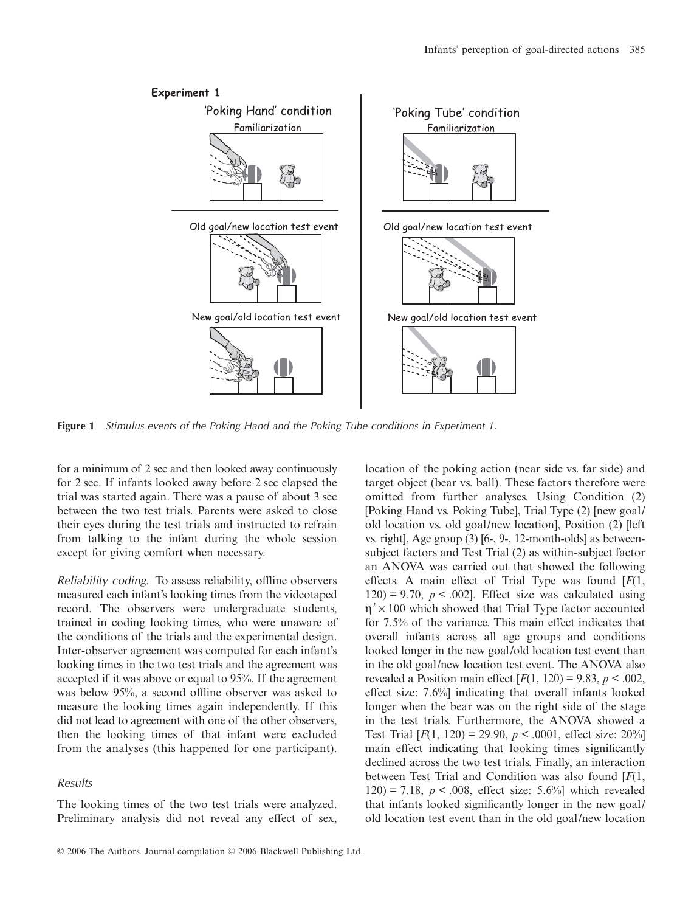**Figure 1** *Stimulus events of the Poking Hand and the Poking Tube conditions in Experiment 1.*

for a minimum of 2 sec and then looked away continuously for 2 sec. If infants looked away before 2 sec elapsed the trial was started again. There was a pause of about 3 sec between the two test trials. Parents were asked to close their eyes during the test trials and instructed to refrain from talking to the infant during the whole session except for giving comfort when necessary.

*Reliability coding.* To assess reliability, offline observers measured each infant's looking times from the videotaped record. The observers were undergraduate students, trained in coding looking times, who were unaware of the conditions of the trials and the experimental design. Inter-observer agreement was computed for each infant's looking times in the two test trials and the agreement was accepted if it was above or equal to 95%. If the agreement was below 95%, a second offline observer was asked to measure the looking times again independently. If this did not lead to agreement with one of the other observers, then the looking times of that infant were excluded from the analyses (this happened for one participant).

### *Results*

The looking times of the two test trials were analyzed. Preliminary analysis did not reveal any effect of sex, location of the poking action (near side vs. far side) and target object (bear vs. ball). These factors therefore were omitted from further analyses. Using Condition (2) [Poking Hand vs. Poking Tube], Trial Type (2) [new goal/old location vs. old goal/new location], Position (2) [left vs. right], Age group (3) [6-, 9-, 12-month-olds] as between-subject factors and Test Trial (2) as within-subject factor an ANOVA was carried out that showed the following effects. A main effect of Trial Type was found [$F(1, 120) = 9.70$, $p < .002$]. Effect size was calculated using $\eta^2 \times 100$ which showed that Trial Type factor accounted for 7.5% of the variance. This main effect indicates that overall infants across all age groups and conditions looked longer in the new goal/old location test event than in the old goal/new location test event. The ANOVA also revealed a Position main effect [$F(1, 120) = 9.83$, $p < .002$, effect size: 7.6%] indicating that overall infants looked longer when the bear was on the right side of the stage in the test trials. Furthermore, the ANOVA showed a Test Trial [$F(1, 120) = 29.90$, $p < .0001$, effect size: 20%] main effect indicating that looking times significantly declined across the two test trials. Finally, an interaction between Test Trial and Condition was also found [$F(1, 120) = 7.18$, $p < .008$, effect size: 5.6%] which revealed that infants looked significantly longer in the new goal/old location test event than in the old goal/new location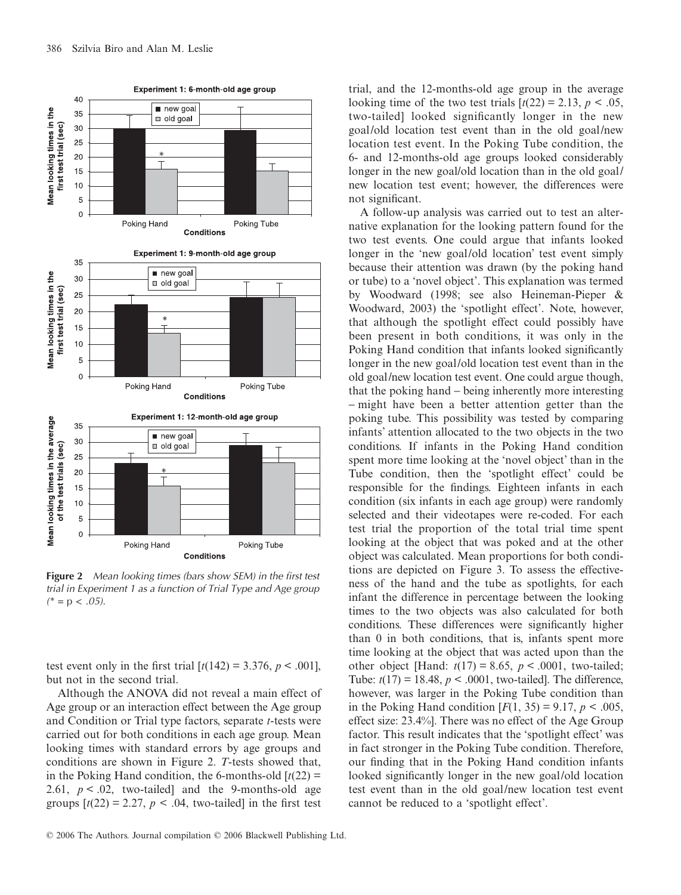Experiment 1: 6-month-old age group

Mean looking times in the first test trial (sec)

40
35
30
25
20
15
10
5
0

■ new goal
□ old goal

*

Poking Hand
Poking Tube

Conditions

Experiment 1: 9-month-old age group

Mean looking times in the first test trial (sec)

35
30
25
20
15
10
5
0

■ new goal
□ old goal

*

Poking Hand
Poking Tube

Conditions

Experiment 1: 12-month-old age group

Mean looking times in the average of the test trials (sec)

35
30
25
20
15
10
5
0

■ new goal
□ old goal

*

Poking Hand
Poking Tube

Conditions

**Figure 2** *Mean looking times (bars show SEM) in the first test trial in Experiment 1 as a function of Trial Type and Age group (* = p < .05).*

test event only in the first trial [$t(142) = 3.376$, $p < .001$], but not in the second trial.

Although the ANOVA did not reveal a main effect of Age group or an interaction effect between the Age group and Condition or Trial type factors, separate *t*-tests were carried out for both conditions in each age group. Mean looking times with standard errors by age groups and conditions are shown in Figure 2. *T*-tests showed that, in the Poking Hand condition, the 6-months-old [$t(22) = 2.61$, $p < .02$, two-tailed] and the 9-months-old age groups [$t(22) = 2.27$, $p < .04$, two-tailed] in the first test trial, and the 12-months-old age group in the average looking time of the two test trials [$t(22) = 2.13$, $p < .05$, two-tailed] looked significantly longer in the new goal/old location test event than in the old goal/new location test event. In the Poking Tube condition, the 6- and 12-months-old age groups looked considerably longer in the new goal/old location than in the old goal/new location test event; however, the differences were not significant.

A follow-up analysis was carried out to test an alternative explanation for the looking pattern found for the two test events. One could argue that infants looked longer in the 'new goal/old location' test event simply because their attention was drawn (by the poking hand or tube) to a 'novel object'. This explanation was termed by Woodward (1998; see also Heineman-Pieper & Woodward, 2003) the 'spotlight effect'. Note, however, that although the spotlight effect could possibly have been present in both conditions, it was only in the Poking Hand condition that infants looked significantly longer in the new goal/old location test event than in the old goal/new location test event. One could argue though, that the poking hand – being inherently more interesting – might have been a better attention getter than the poking tube. This possibility was tested by comparing infants' attention allocated to the two objects in the two conditions. If infants in the Poking Hand condition spent more time looking at the 'novel object' than in the Tube condition, then the 'spotlight effect' could be responsible for the findings. Eighteen infants in each condition (six infants in each age group) were randomly selected and their videotapes were re-coded. For each test trial the proportion of the total trial time spent looking at the object that was poked and at the other object was calculated. Mean proportions for both conditions are depicted on Figure 3. To assess the effectiveness of the hand and the tube as spotlights, for each infant the difference in percentage between the looking times to the two objects was also calculated for both conditions. These differences were significantly higher than 0 in both conditions, that is, infants spent more time looking at the object that was acted upon than the other object [Hand: $t(17) = 8.65$, $p < .0001$, two-tailed; Tube: $t(17) = 18.48$, $p < .0001$, two-tailed]. The difference, however, was larger in the Poking Tube condition than in the Poking Hand condition [$F(1, 35) = 9.17$, $p < .005$, effect size: 23.4%]. There was no effect of the Age Group factor. This result indicates that the 'spotlight effect' was in fact stronger in the Poking Tube condition. Therefore, our finding that in the Poking Hand condition infants looked significantly longer in the new goal/old location test event than in the old goal/new location test event cannot be reduced to a 'spotlight effect'.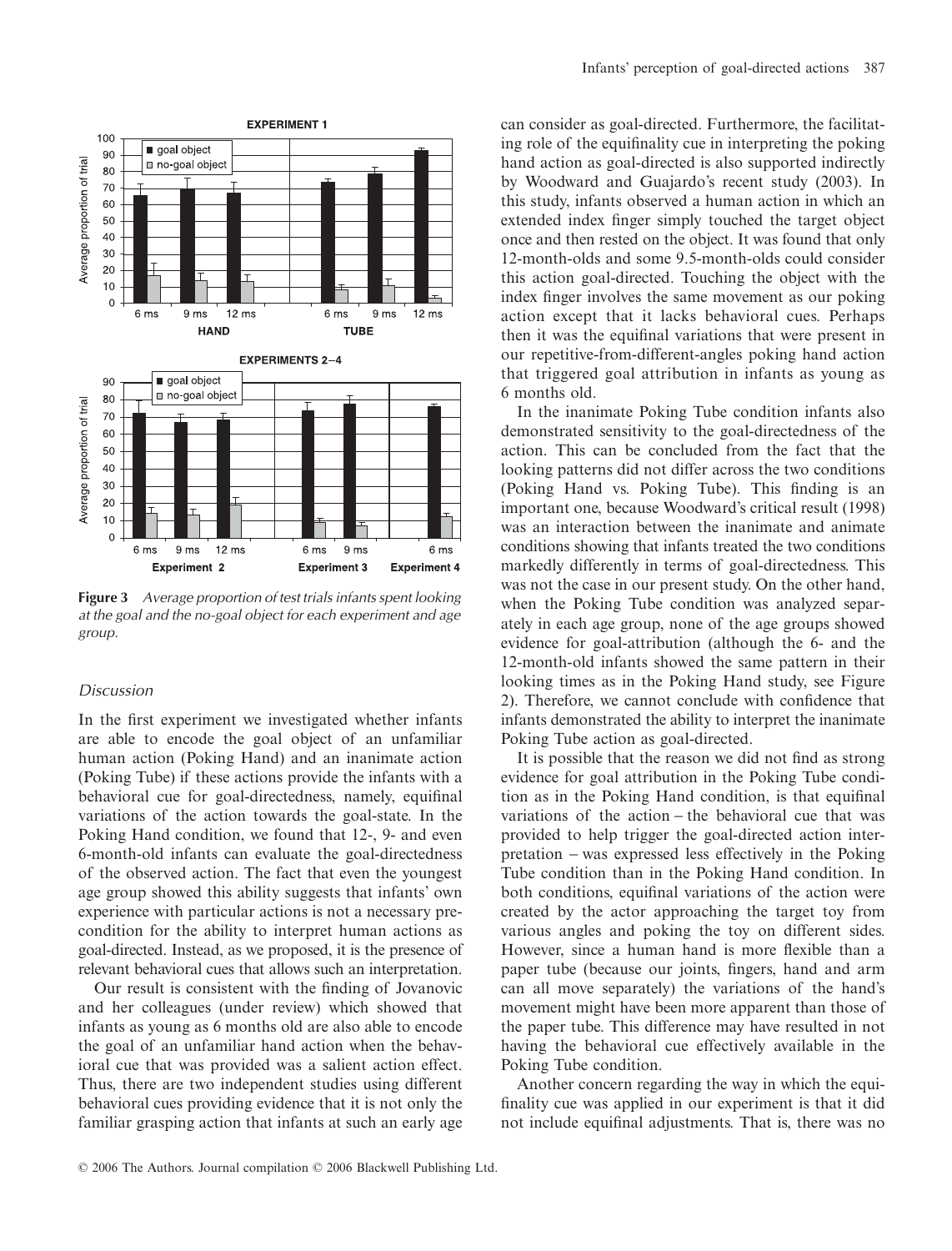EXPERIMENT 1

100
90
80
70
60
50
40
30
20
10
0

Average proportion of trial

■ goal object
□ no-goal object

6 ms 9 ms 12 ms 6 ms 9 ms 12 ms

HAND TUBE

EXPERIMENTS 2–4

90
80
70
60
50
40
30
20
10
0

Average proportion of trial

■ goal object
□ no-goal object

6 ms 9 ms 12 ms 6 ms 9 ms 6 ms

Experiment 2 Experiment 3 Experiment 4

**Figure 3** *Average proportion of test trials infants spent looking at the goal and the no-goal object for each experiment and age group.*

### *Discussion*

In the first experiment we investigated whether infants are able to encode the goal object of an unfamiliar human action (Poking Hand) and an inanimate action (Poking Tube) if these actions provide the infants with a behavioral cue for goal-directedness, namely, equifinal variations of the action towards the goal-state. In the Poking Hand condition, we found that 12-, 9- and even 6-month-old infants can evaluate the goal-directedness of the observed action. The fact that even the youngest age group showed this ability suggests that infants' own experience with particular actions is not a necessary precondition for the ability to interpret human actions as goal-directed. Instead, as we proposed, it is the presence of relevant behavioral cues that allows such an interpretation.

Our result is consistent with the finding of Jovanovic and her colleagues (under review) which showed that infants as young as 6 months old are also able to encode the goal of an unfamiliar hand action when the behavioral cue that was provided was a salient action effect. Thus, there are two independent studies using different behavioral cues providing evidence that it is not only the familiar grasping action that infants at such an early age can consider as goal-directed. Furthermore, the facilitating role of the equifinality cue in interpreting the poking hand action as goal-directed is also supported indirectly by Woodward and Guajardo's recent study (2003). In this study, infants observed a human action in which an extended index finger simply touched the target object once and then rested on the object. It was found that only 12-month-olds and some 9.5-month-olds could consider this action goal-directed. Touching the object with the index finger involves the same movement as our poking action except that it lacks behavioral cues. Perhaps then it was the equifinal variations that were present in our repetitive-from-different-angles poking hand action that triggered goal attribution in infants as young as 6 months old.

In the inanimate Poking Tube condition infants also demonstrated sensitivity to the goal-directedness of the action. This can be concluded from the fact that the looking patterns did not differ across the two conditions (Poking Hand vs. Poking Tube). This finding is an important one, because Woodward's critical result (1998) was an interaction between the inanimate and animate conditions showing that infants treated the two conditions markedly differently in terms of goal-directedness. This was not the case in our present study. On the other hand, when the Poking Tube condition was analyzed separately in each age group, none of the age groups showed evidence for goal-attribution (although the 6- and the 12-month-old infants showed the same pattern in their looking times as in the Poking Hand study, see Figure 2). Therefore, we cannot conclude with confidence that infants demonstrated the ability to interpret the inanimate Poking Tube action as goal-directed.

It is possible that the reason we did not find as strong evidence for goal attribution in the Poking Tube condition as in the Poking Hand condition, is that equifinal variations of the action – the behavioral cue that was provided to help trigger the goal-directed action interpretation – was expressed less effectively in the Poking Tube condition than in the Poking Hand condition. In both conditions, equifinal variations of the action were created by the actor approaching the target toy from various angles and poking the toy on different sides. However, since a human hand is more flexible than a paper tube (because our joints, fingers, hand and arm can all move separately) the variations of the hand's movement might have been more apparent than those of the paper tube. This difference may have resulted in not having the behavioral cue effectively available in the Poking Tube condition.

Another concern regarding the way in which the equifinality cue was applied in our experiment is that it did not include equifinal adjustments. That is, there was no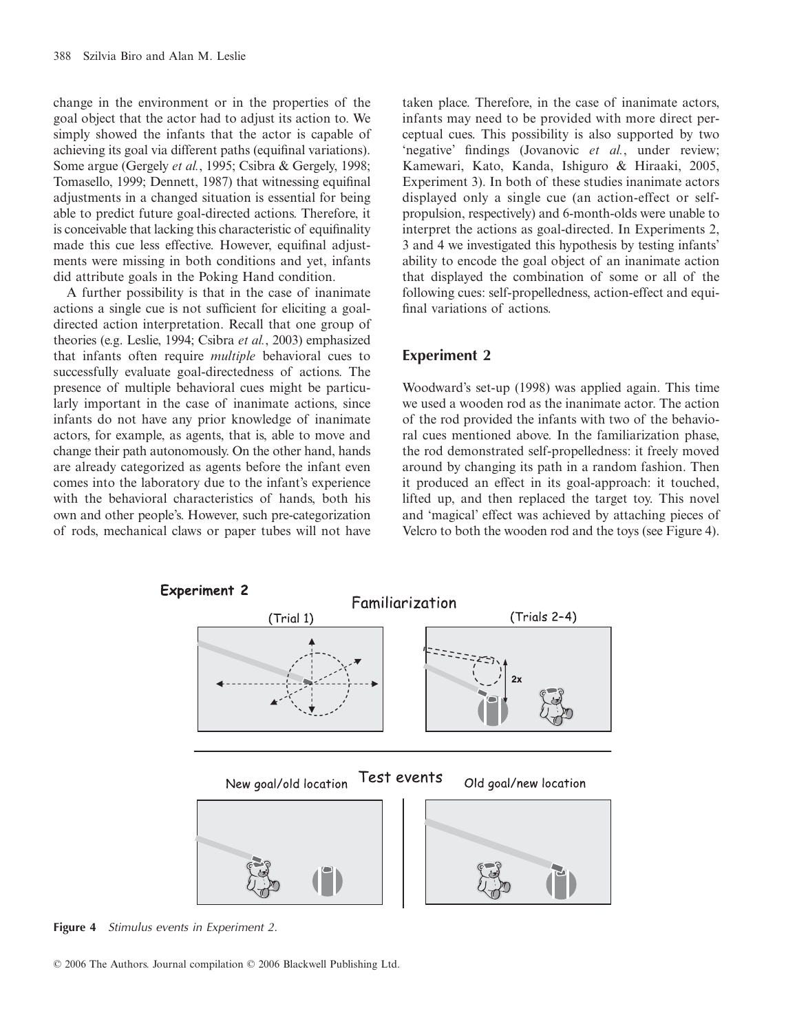change in the environment or in the properties of the goal object that the actor had to adjust its action to. We simply showed the infants that the actor is capable of achieving its goal via different paths (equifinal variations). Some argue (Gergely *et al.*, 1995; Csibra & Gergely, 1998; Tomasello, 1999; Dennett, 1987) that witnessing equifinal adjustments in a changed situation is essential for being able to predict future goal-directed actions. Therefore, it is conceivable that lacking this characteristic of equifinality made this cue less effective. However, equifinal adjustments were missing in both conditions and yet, infants did attribute goals in the Poking Hand condition.

A further possibility is that in the case of inanimate actions a single cue is not sufficient for eliciting a goal-directed action interpretation. Recall that one group of theories (e.g. Leslie, 1994; Csibra *et al.*, 2003) emphasized that infants often require *multiple* behavioral cues to successfully evaluate goal-directedness of actions. The presence of multiple behavioral cues might be particularly important in the case of inanimate actions, since infants do not have any prior knowledge of inanimate actors, for example, as agents, that is, able to move and change their path autonomously. On the other hand, hands are already categorized as agents before the infant even comes into the laboratory due to the infant's experience with the behavioral characteristics of hands, both his own and other people's. However, such pre-categorization of rods, mechanical claws or paper tubes will not have taken place. Therefore, in the case of inanimate actors, infants may need to be provided with more direct perceptual cues. This possibility is also supported by two 'negative' findings (Jovanovic *et al.*, under review; Kamewari, Kato, Kanda, Ishiguro & Hiraaki, 2005, Experiment 3). In both of these studies inanimate actors displayed only a single cue (an action-effect or self-propulsion, respectively) and 6-month-olds were unable to interpret the actions as goal-directed. In Experiments 2, 3 and 4 we investigated this hypothesis by testing infants' ability to encode the goal object of an inanimate action that displayed the combination of some or all of the following cues: self-propelledness, action-effect and equifinal variations of actions.

## Experiment 2

Woodward's set-up (1998) was applied again. This time we used a wooden rod as the inanimate actor. The action of the rod provided the infants with two of the behavioral cues mentioned above. In the familiarization phase, the rod demonstrated self-propelledness: it freely moved around by changing its path in a random fashion. Then it produced an effect in its goal-approach: it touched, lifted up, and then replaced the target toy. This novel and 'magical' effect was achieved by attaching pieces of Velcro to both the wooden rod and the toys (see Figure 4).

**Figure 4** *Stimulus events in Experiment 2.*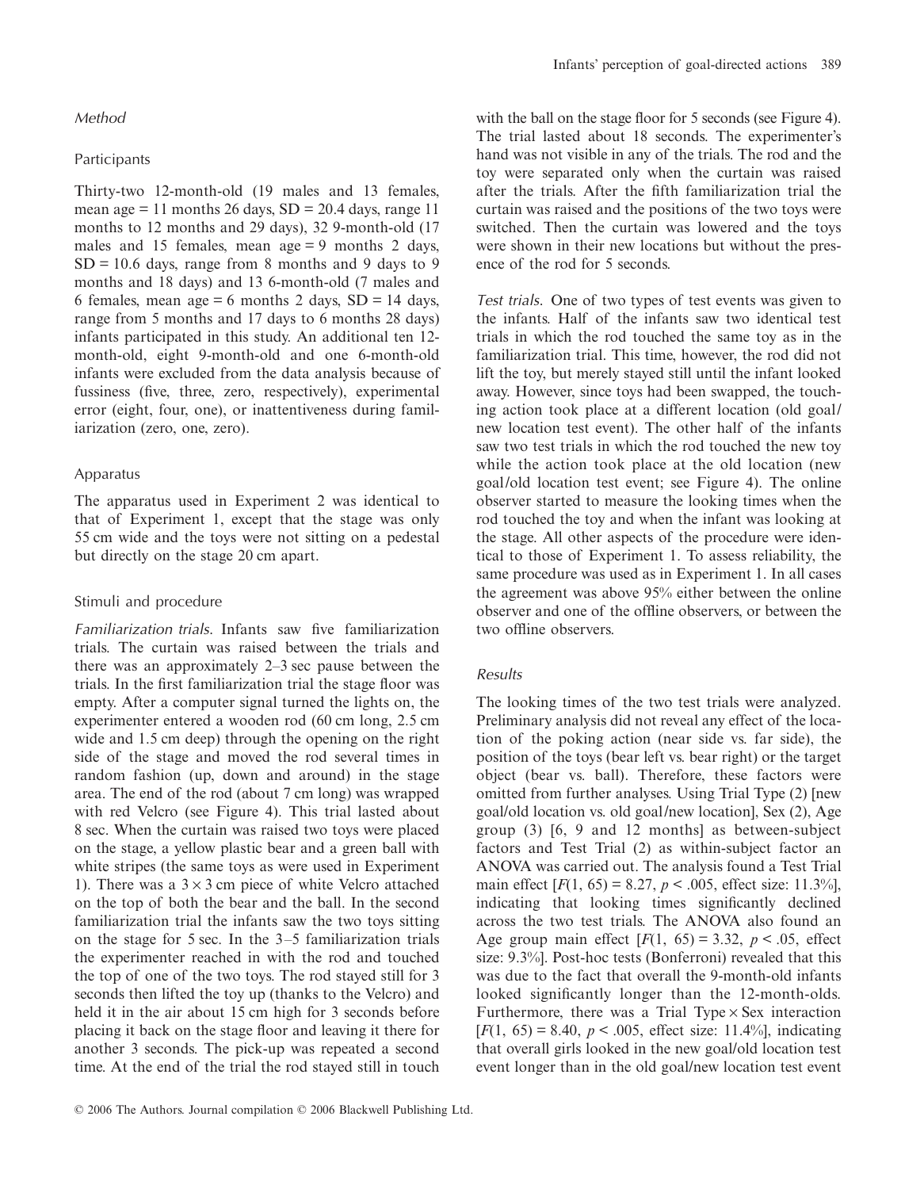### *Method*

#### Participants

Thirty-two 12-month-old (19 males and 13 females, mean age = 11 months 26 days, SD = 20.4 days, range 11 months to 12 months and 29 days), 32 9-month-old (17 males and 15 females, mean age = 9 months 2 days, SD = 10.6 days, range from 8 months and 9 days to 9 months and 18 days) and 13 6-month-old (7 males and 6 females, mean age = 6 months 2 days, SD = 14 days, range from 5 months and 17 days to 6 months 28 days) infants participated in this study. An additional ten 12-month-old, eight 9-month-old and one 6-month-old infants were excluded from the data analysis because of fussiness (five, three, zero, respectively), experimental error (eight, four, one), or inattentiveness during familiarization (zero, one, zero).

#### Apparatus

The apparatus used in Experiment 2 was identical to that of Experiment 1, except that the stage was only 55 cm wide and the toys were not sitting on a pedestal but directly on the stage 20 cm apart.

#### Stimuli and procedure

*Familiarization trials*. Infants saw five familiarization trials. The curtain was raised between the trials and there was an approximately 2–3 sec pause between the trials. In the first familiarization trial the stage floor was empty. After a computer signal turned the lights on, the experimenter entered a wooden rod (60 cm long, 2.5 cm wide and 1.5 cm deep) through the opening on the right side of the stage and moved the rod several times in random fashion (up, down and around) in the stage area. The end of the rod (about 7 cm long) was wrapped with red Velcro (see Figure 4). This trial lasted about 8 sec. When the curtain was raised two toys were placed on the stage, a yellow plastic bear and a green ball with white stripes (the same toys as were used in Experiment 1). There was a $3 \times 3$ cm piece of white Velcro attached on the top of both the bear and the ball. In the second familiarization trial the infants saw the two toys sitting on the stage for 5 sec. In the 3–5 familiarization trials the experimenter reached in with the rod and touched the top of one of the two toys. The rod stayed still for 3 seconds then lifted the toy up (thanks to the Velcro) and held it in the air about 15 cm high for 3 seconds before placing it back on the stage floor and leaving it there for another 3 seconds. The pick-up was repeated a second time. At the end of the trial the rod stayed still in touch with the ball on the stage floor for 5 seconds (see Figure 4). The trial lasted about 18 seconds. The experimenter's hand was not visible in any of the trials. The rod and the toy were separated only when the curtain was raised after the trials. After the fifth familiarization trial the curtain was raised and the positions of the two toys were switched. Then the curtain was lowered and the toys were shown in their new locations but without the presence of the rod for 5 seconds.

*Test trials*. One of two types of test events was given to the infants. Half of the infants saw two identical test trials in which the rod touched the same toy as in the familiarization trial. This time, however, the rod did not lift the toy, but merely stayed still until the infant looked away. However, since toys had been swapped, the touching action took place at a different location (old goal/new location test event). The other half of the infants saw two test trials in which the rod touched the new toy while the action took place at the old location (new goal/old location test event; see Figure 4). The online observer started to measure the looking times when the rod touched the toy and when the infant was looking at the stage. All other aspects of the procedure were identical to those of Experiment 1. To assess reliability, the same procedure was used as in Experiment 1. In all cases the agreement was above 95% either between the online observer and one of the offline observers, or between the two offline observers.

### *Results*

The looking times of the two test trials were analyzed. Preliminary analysis did not reveal any effect of the location of the poking action (near side vs. far side), the position of the toys (bear left vs. bear right) or the target object (bear vs. ball). Therefore, these factors were omitted from further analyses. Using Trial Type (2) [new goal/old location vs. old goal/new location], Sex (2), Age group (3) [6, 9 and 12 months] as between-subject factors and Test Trial (2) as within-subject factor an ANOVA was carried out. The analysis found a Test Trial main effect [$F(1, 65) = 8.27$, $p < .005$, effect size: 11.3%], indicating that looking times significantly declined across the two test trials. The ANOVA also found an Age group main effect [$F(1, 65) = 3.32$, $p < .05$, effect size: 9.3%]. Post-hoc tests (Bonferroni) revealed that this was due to the fact that overall the 9-month-old infants looked significantly longer than the 12-month-olds. Furthermore, there was a Trial Type × Sex interaction [$F(1, 65) = 8.40$, $p < .005$, effect size: 11.4%], indicating that overall girls looked in the new goal/old location test event longer than in the old goal/new location test event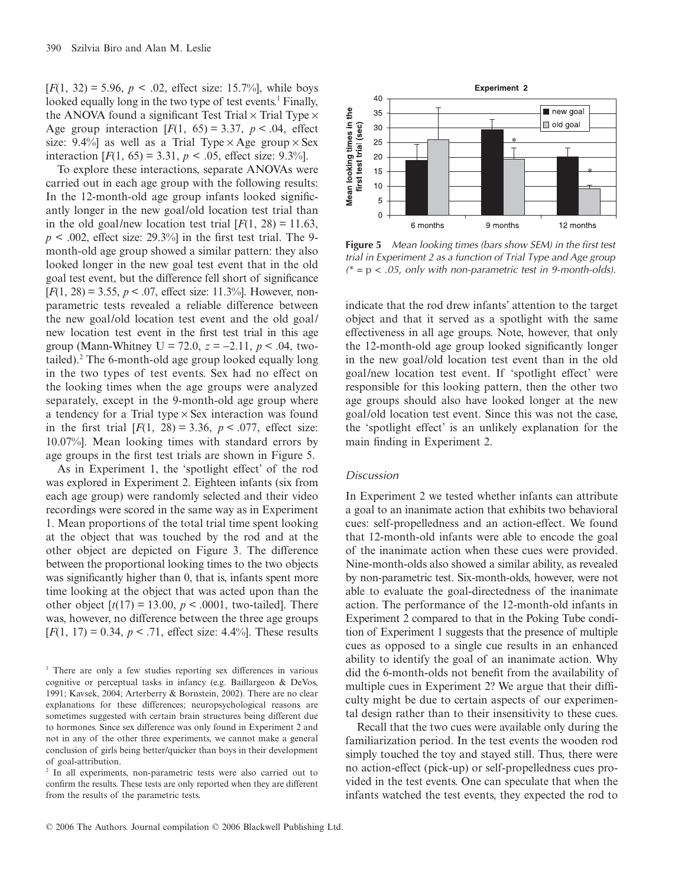[$F(1, 32) = 5.96$, $p < .02$, effect size: 15.7%], while boys looked equally long in the two type of test events.[1] Finally, the ANOVA found a significant Test Trial × Trial Type × Age group interaction [$F(1, 65) = 3.37$, $p < .04$, effect size: 9.4%] as well as a Trial Type × Age group × Sex interaction [$F(1, 65) = 3.31$, $p < .05$, effect size: 9.3%].

To explore these interactions, separate ANOVAs were carried out in each age group with the following results: In the 12-month-old age group infants looked significantly longer in the new goal/old location test trial than in the old goal/new location test trial [$F(1, 28) = 11.63$, $p < .002$, effect size: 29.3%] in the first test trial. The 9-month-old age group showed a similar pattern: they also looked longer in the new goal test event that in the old goal test event, but the difference fell short of significance [$F(1, 28) = 3.55$, $p < .07$, effect size: 11.3%]. However, non-parametric tests revealed a reliable difference between the new goal/old location test event and the old goal/new location test event in the first test trial in this age group (Mann-Whitney U = 72.0, $z = -2.11$, $p < .04$, two-tailed).[2] The 6-month-old age group looked equally long in the two types of test events. Sex had no effect on the looking times when the age groups were analyzed separately, except in the 9-month-old age group where a tendency for a Trial type × Sex interaction was found in the first trial [$F(1, 28) = 3.36$, $p < .077$, effect size: 10.07%]. Mean looking times with standard errors by age groups in the first test trials are shown in Figure 5.

As in Experiment 1, the 'spotlight effect' of the rod was explored in Experiment 2. Eighteen infants (six from each age group) were randomly selected and their video recordings were scored in the same way as in Experiment 1. Mean proportions of the total trial time spent looking at the object that was touched by the rod and at the other object are depicted on Figure 3. The difference between the proportional looking times to the two objects was significantly higher than 0, that is, infants spent more time looking at the object that was acted upon than the other object [$t(17) = 13.00$, $p < .0001$, two-tailed]. There was, however, no difference between the three age groups [$F(1, 17) = 0.34$, $p < .71$, effect size: 4.4%]. These results indicate that the rod drew infants' attention to the target object and that it served as a spotlight with the same effectiveness in all age groups. Note, however, that only the 12-month-old age group looked significantly longer in the new goal/old location test event than in the old goal/new location test event. If 'spotlight effect' were responsible for this looking pattern, then the other two age groups should also have looked longer at the new goal/old location test event. Since this was not the case, the 'spotlight effect' is an unlikely explanation for the main finding in Experiment 2.

**Figure 5** *Mean looking times (bars show SEM) in the first test trial in Experiment 2 as a function of Trial Type and Age group (* = p < .05, only with non-parametric test in 9-month-olds).*

### Discussion

In Experiment 2 we tested whether infants can attribute a goal to an inanimate action that exhibits two behavioral cues: self-propelledness and an action-effect. We found that 12-month-old infants were able to encode the goal of the inanimate action when these cues were provided. Nine-month-olds also showed a similar ability, as revealed by non-parametric test. Six-month-olds, however, were not able to evaluate the goal-directedness of the inanimate action. The performance of the 12-month-old infants in Experiment 2 compared to that in the Poking Tube condition of Experiment 1 suggests that the presence of multiple cues as opposed to a single cue results in an enhanced ability to identify the goal of an inanimate action. Why did the 6-month-olds not benefit from the availability of multiple cues in Experiment 2? We argue that their difficulty might be due to certain aspects of our experimental design rather than to their insensitivity to these cues.

Recall that the two cues were available only during the familiarization period. In the test events the wooden rod simply touched the toy and stayed still. Thus, there were no action-effect (pick-up) or self-propelledness cues provided in the test events. One can speculate that when the infants watched the test events, they expected the rod to

[1] There are only a few studies reporting sex differences in various cognitive or perceptual tasks in infancy (e.g. Baillargeon & DeVos, 1991; Kavsek, 2004; Arterberry & Bornstein, 2002). There are no clear explanations for these differences; neuropsychological reasons are sometimes suggested with certain brain structures being different due to hormones. Since sex difference was only found in Experiment 2 and not in any of the other three experiments, we cannot make a general conclusion of girls being better/quicker than boys in their development of goal-attribution.

[2] In all experiments, non-parametric tests were also carried out to confirm the results. These tests are only reported when they are different from the results of the parametric tests.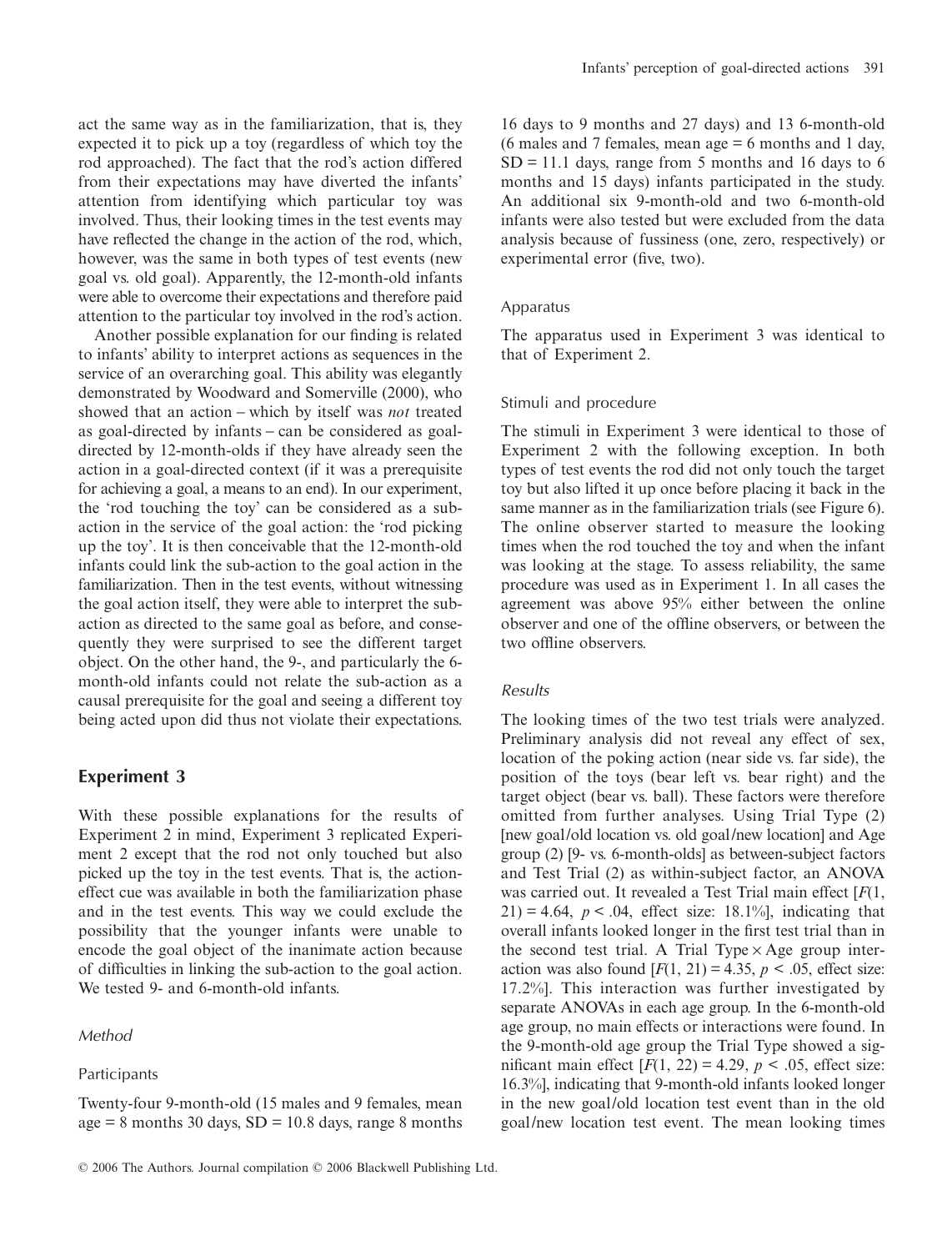act the same way as in the familiarization, that is, they expected it to pick up a toy (regardless of which toy the rod approached). The fact that the rod's action differed from their expectations may have diverted the infants' attention from identifying which particular toy was involved. Thus, their looking times in the test events may have reflected the change in the action of the rod, which, however, was the same in both types of test events (new goal vs. old goal). Apparently, the 12-month-old infants were able to overcome their expectations and therefore paid attention to the particular toy involved in the rod's action.

Another possible explanation for our finding is related to infants' ability to interpret actions as sequences in the service of an overarching goal. This ability was elegantly demonstrated by Woodward and Somerville (2000), who showed that an action – which by itself was *not* treated as goal-directed by infants – can be considered as goal-directed by 12-month-olds if they have already seen the action in a goal-directed context (if it was a prerequisite for achieving a goal, a means to an end). In our experiment, the 'rod touching the toy' can be considered as a sub-action in the service of the goal action: the 'rod picking up the toy'. It is then conceivable that the 12-month-old infants could link the sub-action to the goal action in the familiarization. Then in the test events, without witnessing the goal action itself, they were able to interpret the sub-action as directed to the same goal as before, and consequently they were surprised to see the different target object. On the other hand, the 9-, and particularly the 6-month-old infants could not relate the sub-action as a causal prerequisite for the goal and seeing a different toy being acted upon did thus not violate their expectations.

## Experiment 3

With these possible explanations for the results of Experiment 2 in mind, Experiment 3 replicated Experiment 2 except that the rod not only touched but also picked up the toy in the test events. That is, the action-effect cue was available in both the familiarization phase and in the test events. This way we could exclude the possibility that the younger infants were unable to encode the goal object of the inanimate action because of difficulties in linking the sub-action to the goal action. We tested 9- and 6-month-old infants.

### *Method*

#### Participants

Twenty-four 9-month-old (15 males and 9 females, mean age = 8 months 30 days, SD = 10.8 days, range 8 months 16 days to 9 months and 27 days) and 13 6-month-old (6 males and 7 females, mean age = 6 months and 1 day, SD = 11.1 days, range from 5 months and 16 days to 6 months and 15 days) infants participated in the study. An additional six 9-month-old and two 6-month-old infants were also tested but were excluded from the data analysis because of fussiness (one, zero, respectively) or experimental error (five, two).

#### Apparatus

The apparatus used in Experiment 3 was identical to that of Experiment 2.

#### Stimuli and procedure

The stimuli in Experiment 3 were identical to those of Experiment 2 with the following exception. In both types of test events the rod did not only touch the target toy but also lifted it up once before placing it back in the same manner as in the familiarization trials (see Figure 6). The online observer started to measure the looking times when the rod touched the toy and when the infant was looking at the stage. To assess reliability, the same procedure was used as in Experiment 1. In all cases the agreement was above 95% either between the online observer and one of the offline observers, or between the two offline observers.

### *Results*

The looking times of the two test trials were analyzed. Preliminary analysis did not reveal any effect of sex, location of the poking action (near side vs. far side), the position of the toys (bear left vs. bear right) and the target object (bear vs. ball). These factors were therefore omitted from further analyses. Using Trial Type (2) [new goal/old location vs. old goal/new location] and Age group (2) [9- vs. 6-month-olds] as between-subject factors and Test Trial (2) as within-subject factor, an ANOVA was carried out. It revealed a Test Trial main effect [$F(1, 21) = 4.64$, $p < .04$, effect size: 18.1%], indicating that overall infants looked longer in the first test trial than in the second test trial. A Trial Type × Age group interaction was also found [$F(1, 21) = 4.35$, $p < .05$, effect size: 17.2%]. This interaction was further investigated by separate ANOVAs in each age group. In the 6-month-old age group, no main effects or interactions were found. In the 9-month-old age group the Trial Type showed a significant main effect [$F(1, 22) = 4.29$, $p < .05$, effect size: 16.3%], indicating that 9-month-old infants looked longer in the new goal/old location test event than in the old goal/new location test event. The mean looking times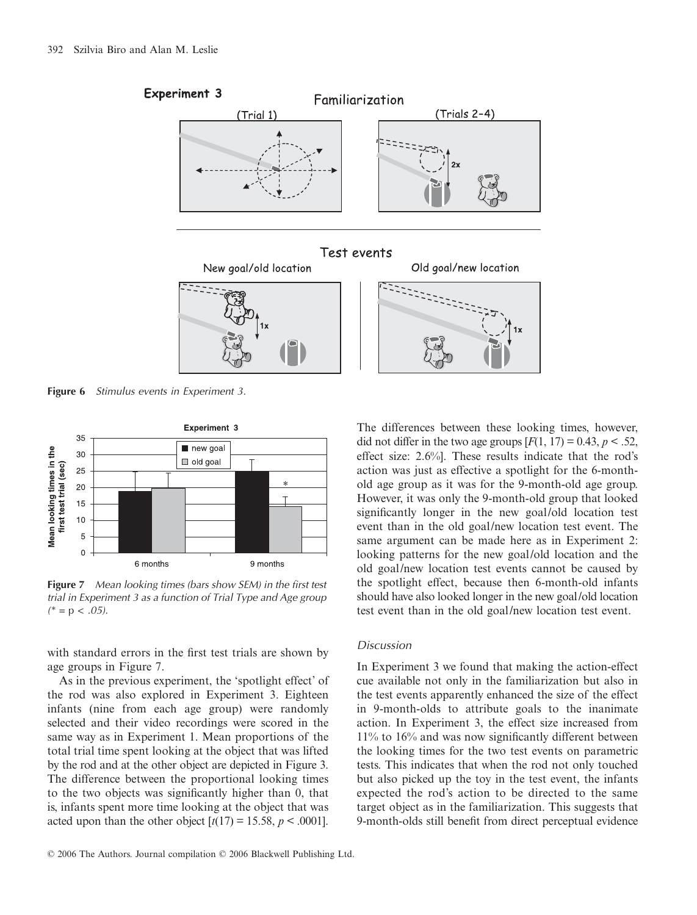Figure 6 *Stimulus events in Experiment 3.*

Figure 7 *Mean looking times (bars show SEM) in the first test trial in Experiment 3 as a function of Trial Type and Age group (\* = p < .05).*

with standard errors in the first test trials are shown by age groups in Figure 7.

As in the previous experiment, the 'spotlight effect' of the rod was also explored in Experiment 3. Eighteen infants (nine from each age group) were randomly selected and their video recordings were scored in the same way as in Experiment 1. Mean proportions of the total trial time spent looking at the object that was lifted by the rod and at the other object are depicted in Figure 3. The difference between the proportional looking times to the two objects was significantly higher than 0, that is, infants spent more time looking at the object that was acted upon than the other object [$t(17) = 15.58$, $p < .0001$]. The differences between these looking times, however, did not differ in the two age groups [$F(1, 17) = 0.43$, $p < .52$, effect size: 2.6%]. These results indicate that the rod's action was just as effective a spotlight for the 6-month-old age group as it was for the 9-month-old age group. However, it was only the 9-month-old group that looked significantly longer in the new goal/old location test event than in the old goal/new location test event. The same argument can be made here as in Experiment 2: looking patterns for the new goal/old location and the old goal/new location test events cannot be caused by the spotlight effect, because then 6-month-old infants should have also looked longer in the new goal/old location test event than in the old goal/new location test event.

### *Discussion*

In Experiment 3 we found that making the action-effect cue available not only in the familiarization but also in the test events apparently enhanced the size of the effect in 9-month-olds to attribute goals to the inanimate action. In Experiment 3, the effect size increased from 11% to 16% and was now significantly different between the looking times for the two test events on parametric tests. This indicates that when the rod not only touched but also picked up the toy in the test event, the infants expected the rod's action to be directed to the same target object as in the familiarization. This suggests that 9-month-olds still benefit from direct perceptual evidence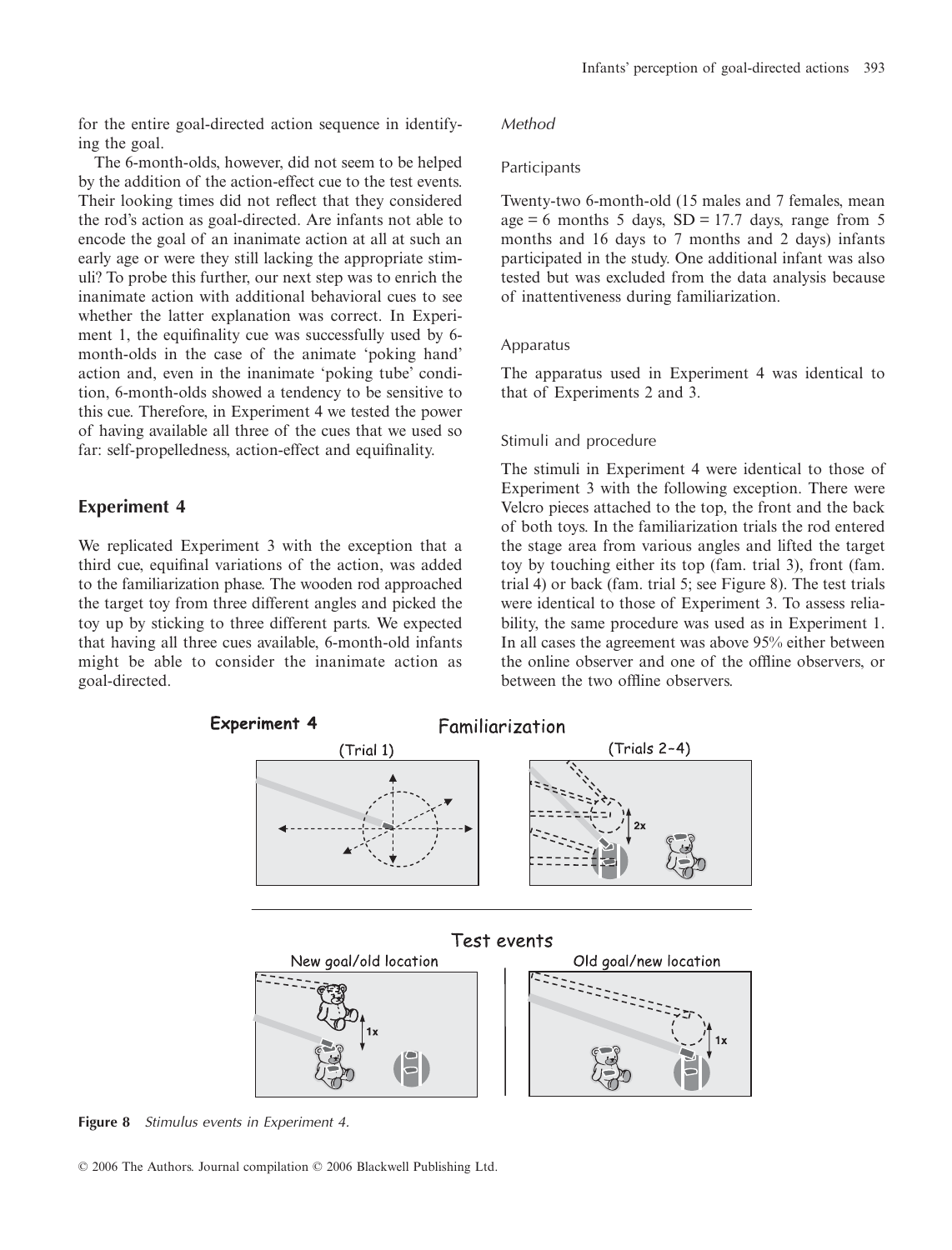for the entire goal-directed action sequence in identifying the goal.

The 6-month-olds, however, did not seem to be helped by the addition of the action-effect cue to the test events. Their looking times did not reflect that they considered the rod's action as goal-directed. Are infants not able to encode the goal of an inanimate action at all at such an early age or were they still lacking the appropriate stimuli? To probe this further, our next step was to enrich the inanimate action with additional behavioral cues to see whether the latter explanation was correct. In Experiment 1, the equifinality cue was successfully used by 6-month-olds in the case of the animate 'poking hand' action and, even in the inanimate 'poking tube' condition, 6-month-olds showed a tendency to be sensitive to this cue. Therefore, in Experiment 4 we tested the power of having available all three of the cues that we used so far: self-propelledness, action-effect and equifinality.

## Experiment 4

We replicated Experiment 3 with the exception that a third cue, equifinal variations of the action, was added to the familiarization phase. The wooden rod approached the target toy from three different angles and picked the toy up by sticking to three different parts. We expected that having all three cues available, 6-month-old infants might be able to consider the inanimate action as goal-directed.

### *Method*

#### Participants

Twenty-two 6-month-old (15 males and 7 females, mean age = 6 months 5 days, SD = 17.7 days, range from 5 months and 16 days to 7 months and 2 days) infants participated in the study. One additional infant was also tested but was excluded from the data analysis because of inattentiveness during familiarization.

#### Apparatus

The apparatus used in Experiment 4 was identical to that of Experiments 2 and 3.

#### Stimuli and procedure

The stimuli in Experiment 4 were identical to those of Experiment 3 with the following exception. There were Velcro pieces attached to the top, the front and the back of both toys. In the familiarization trials the rod entered the stage area from various angles and lifted the target toy by touching either its top (fam. trial 3), front (fam. trial 4) or back (fam. trial 5; see Figure 8). The test trials were identical to those of Experiment 3. To assess reliability, the same procedure was used as in Experiment 1. In all cases the agreement was above 95% either between the online observer and one of the offline observers, or between the two offline observers.

**Figure 8** *Stimulus events in Experiment 4.*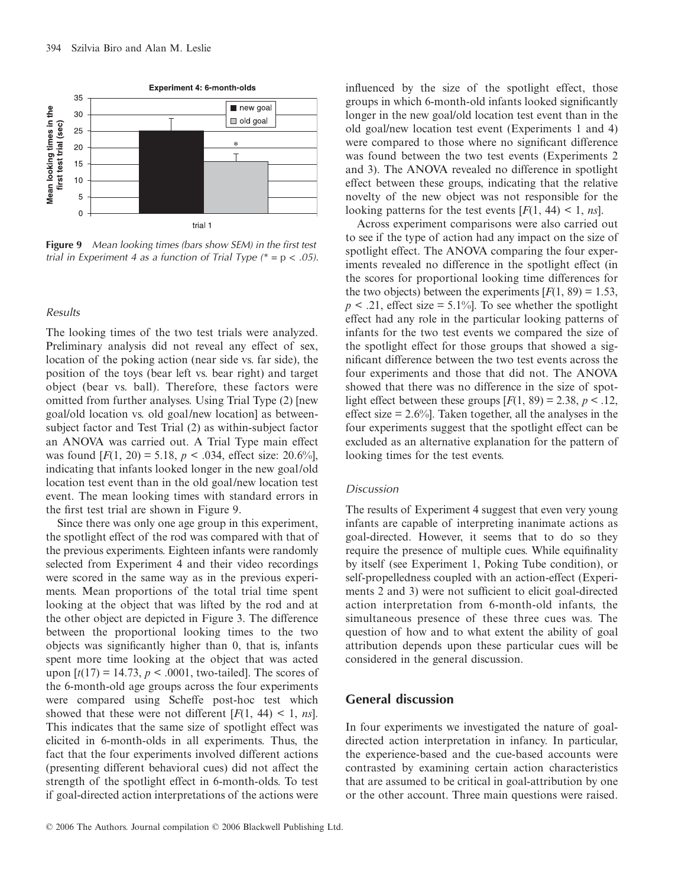**Figure 9** *Mean looking times (bars show SEM) in the first test trial in Experiment 4 as a function of Trial Type (* = p < .05).*

### *Results*

The looking times of the two test trials were analyzed. Preliminary analysis did not reveal any effect of sex, location of the poking action (near side vs. far side), the position of the toys (bear left vs. bear right) and target object (bear vs. ball). Therefore, these factors were omitted from further analyses. Using Trial Type (2) [new goal/old location vs. old goal/new location] as between-subject factor and Test Trial (2) as within-subject factor an ANOVA was carried out. A Trial Type main effect was found [$F(1, 20) = 5.18$, $p < .034$, effect size: 20.6%], indicating that infants looked longer in the new goal/old location test event than in the old goal/new location test event. The mean looking times with standard errors in the first test trial are shown in Figure 9.

Since there was only one age group in this experiment, the spotlight effect of the rod was compared with that of the previous experiments. Eighteen infants were randomly selected from Experiment 4 and their video recordings were scored in the same way as in the previous experiments. Mean proportions of the total trial time spent looking at the object that was lifted by the rod and at the other object are depicted in Figure 3. The difference between the proportional looking times to the two objects was significantly higher than 0, that is, infants spent more time looking at the object that was acted upon [$t(17) = 14.73$, $p < .0001$, two-tailed]. The scores of the 6-month-old age groups across the four experiments were compared using Scheffe post-hoc test which showed that these were not different [$F(1, 44) < 1$, *ns*]. This indicates that the same size of spotlight effect was elicited in 6-month-olds in all experiments. Thus, the fact that the four experiments involved different actions (presenting different behavioral cues) did not affect the strength of the spotlight effect in 6-month-olds. To test if goal-directed action interpretations of the actions were influenced by the size of the spotlight effect, those groups in which 6-month-old infants looked significantly longer in the new goal/old location test event than in the old goal/new location test event (Experiments 1 and 4) were compared to those where no significant difference was found between the two test events (Experiments 2 and 3). The ANOVA revealed no difference in spotlight effect between these groups, indicating that the relative novelty of the new object was not responsible for the looking patterns for the test events [$F(1, 44) < 1$, *ns*].

Across experiment comparisons were also carried out to see if the type of action had any impact on the size of spotlight effect. The ANOVA comparing the four experiments revealed no difference in the spotlight effect (in the scores for proportional looking time differences for the two objects) between the experiments [$F(1, 89) = 1.53$, $p < .21$, effect size = 5.1%]. To see whether the spotlight effect had any role in the particular looking patterns of infants for the two test events we compared the size of the spotlight effect for those groups that showed a significant difference between the two test events across the four experiments and those that did not. The ANOVA showed that there was no difference in the size of spotlight effect between these groups [$F(1, 89) = 2.38$, $p < .12$, effect size = 2.6%]. Taken together, all the analyses in the four experiments suggest that the spotlight effect can be excluded as an alternative explanation for the pattern of looking times for the test events.

### *Discussion*

The results of Experiment 4 suggest that even very young infants are capable of interpreting inanimate actions as goal-directed. However, it seems that to do so they require the presence of multiple cues. While equifinality by itself (see Experiment 1, Poking Tube condition), or self-propelledness coupled with an action-effect (Experiments 2 and 3) were not sufficient to elicit goal-directed action interpretation from 6-month-old infants, the simultaneous presence of these three cues was. The question of how and to what extent the ability of goal attribution depends upon these particular cues will be considered in the general discussion.

## General discussion

In four experiments we investigated the nature of goal-directed action interpretation in infancy. In particular, the experience-based and the cue-based accounts were contrasted by examining certain action characteristics that are assumed to be critical in goal-attribution by one or the other account. Three main questions were raised.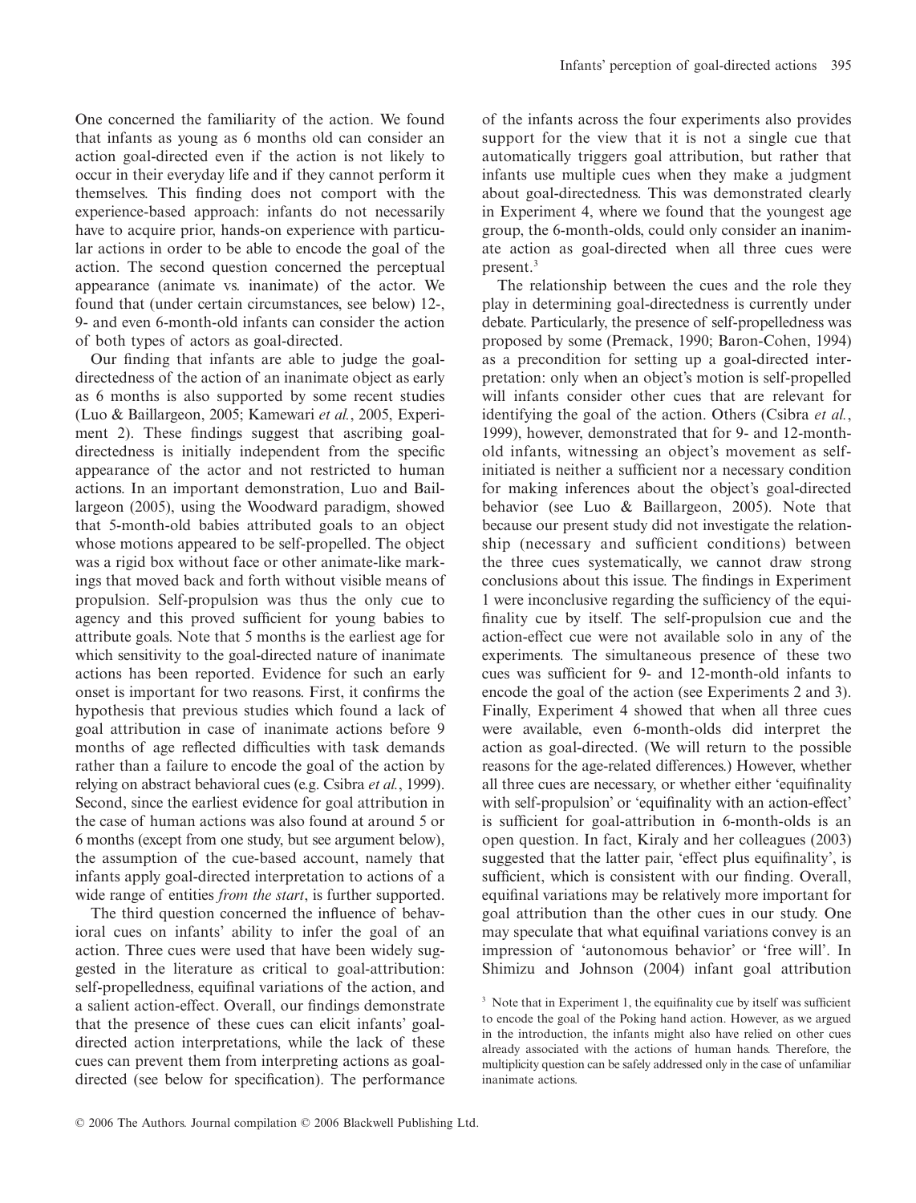One concerned the familiarity of the action. We found that infants as young as 6 months old can consider an action goal-directed even if the action is not likely to occur in their everyday life and if they cannot perform it themselves. This finding does not comport with the experience-based approach: infants do not necessarily have to acquire prior, hands-on experience with particular actions in order to be able to encode the goal of the action. The second question concerned the perceptual appearance (animate vs. inanimate) of the actor. We found that (under certain circumstances, see below) 12-, 9- and even 6-month-old infants can consider the action of both types of actors as goal-directed.

Our finding that infants are able to judge the goal-directedness of the action of an inanimate object as early as 6 months is also supported by some recent studies (Luo & Baillargeon, 2005; Kamewari *et al.*, 2005, Experiment 2). These findings suggest that ascribing goal-directedness is initially independent from the specific appearance of the actor and not restricted to human actions. In an important demonstration, Luo and Baillargeon (2005), using the Woodward paradigm, showed that 5-month-old babies attributed goals to an object whose motions appeared to be self-propelled. The object was a rigid box without face or other animate-like markings that moved back and forth without visible means of propulsion. Self-propulsion was thus the only cue to agency and this proved sufficient for young babies to attribute goals. Note that 5 months is the earliest age for which sensitivity to the goal-directed nature of inanimate actions has been reported. Evidence for such an early onset is important for two reasons. First, it confirms the hypothesis that previous studies which found a lack of goal attribution in case of inanimate actions before 9 months of age reflected difficulties with task demands rather than a failure to encode the goal of the action by relying on abstract behavioral cues (e.g. Csibra *et al.*, 1999). Second, since the earliest evidence for goal attribution in the case of human actions was also found at around 5 or 6 months (except from one study, but see argument below), the assumption of the cue-based account, namely that infants apply goal-directed interpretation to actions of a wide range of entities *from the start*, is further supported.

The third question concerned the influence of behavioral cues on infants' ability to infer the goal of an action. Three cues were used that have been widely suggested in the literature as critical to goal-attribution: self-propelledness, equifinal variations of the action, and a salient action-effect. Overall, our findings demonstrate that the presence of these cues can elicit infants' goal-directed action interpretations, while the lack of these cues can prevent them from interpreting actions as goal-directed (see below for specification). The performance of the infants across the four experiments also provides support for the view that it is not a single cue that automatically triggers goal attribution, but rather that infants use multiple cues when they make a judgment about goal-directedness. This was demonstrated clearly in Experiment 4, where we found that the youngest age group, the 6-month-olds, could only consider an inanimate action as goal-directed when all three cues were present.[3]

The relationship between the cues and the role they play in determining goal-directedness is currently under debate. Particularly, the presence of self-propelledness was proposed by some (Premack, 1990; Baron-Cohen, 1994) as a precondition for setting up a goal-directed interpretation: only when an object's motion is self-propelled will infants consider other cues that are relevant for identifying the goal of the action. Others (Csibra *et al.*, 1999), however, demonstrated that for 9- and 12-month-old infants, witnessing an object's movement as self-initiated is neither a sufficient nor a necessary condition for making inferences about the object's goal-directed behavior (see Luo & Baillargeon, 2005). Note that because our present study did not investigate the relationship (necessary and sufficient conditions) between the three cues systematically, we cannot draw strong conclusions about this issue. The findings in Experiment 1 were inconclusive regarding the sufficiency of the equifinality cue by itself. The self-propulsion cue and the action-effect cue were not available solo in any of the experiments. The simultaneous presence of these two cues was sufficient for 9- and 12-month-old infants to encode the goal of the action (see Experiments 2 and 3). Finally, Experiment 4 showed that when all three cues were available, even 6-month-olds did interpret the action as goal-directed. (We will return to the possible reasons for the age-related differences.) However, whether all three cues are necessary, or whether either 'equifinality with self-propulsion' or 'equifinality with an action-effect' is sufficient for goal-attribution in 6-month-olds is an open question. In fact, Kiraly and her colleagues (2003) suggested that the latter pair, 'effect plus equifinality', is sufficient, which is consistent with our finding. Overall, equifinal variations may be relatively more important for goal attribution than the other cues in our study. One may speculate that what equifinal variations convey is an impression of 'autonomous behavior' or 'free will'. In Shimizu and Johnson (2004) infant goal attribution

[3] Note that in Experiment 1, the equifinality cue by itself was sufficient to encode the goal of the Poking hand action. However, as we argued in the introduction, the infants might also have relied on other cues already associated with the actions of human hands. Therefore, the multiplicity question can be safely addressed only in the case of unfamiliar inanimate actions.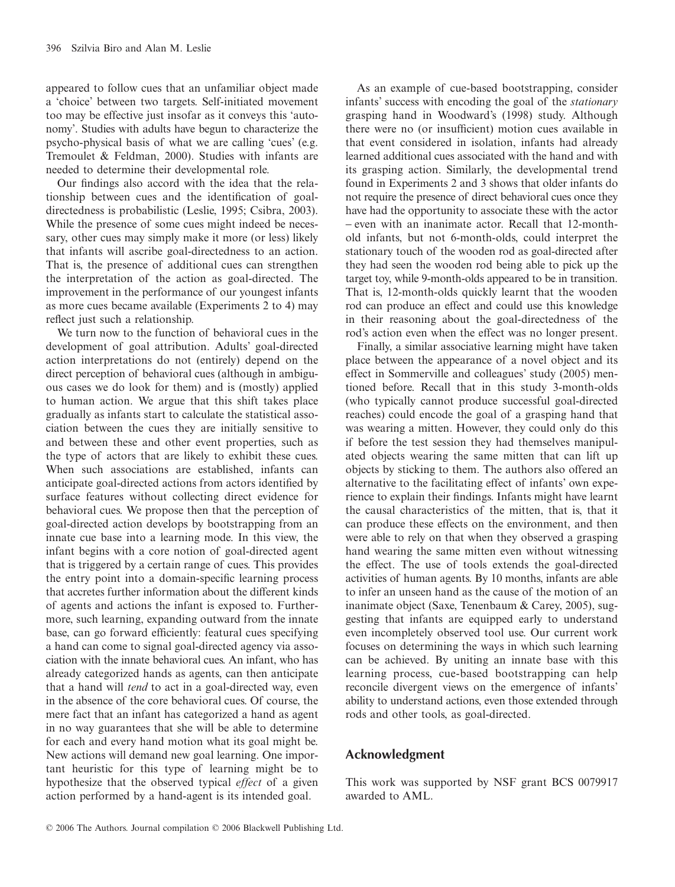appeared to follow cues that an unfamiliar object made a 'choice' between two targets. Self-initiated movement too may be effective just insofar as it conveys this 'autonomy'. Studies with adults have begun to characterize the psycho-physical basis of what we are calling 'cues' (e.g. Tremoulet & Feldman, 2000). Studies with infants are needed to determine their developmental role.

Our findings also accord with the idea that the relationship between cues and the identification of goal-directedness is probabilistic (Leslie, 1995; Csibra, 2003). While the presence of some cues might indeed be necessary, other cues may simply make it more (or less) likely that infants will ascribe goal-directedness to an action. That is, the presence of additional cues can strengthen the interpretation of the action as goal-directed. The improvement in the performance of our youngest infants as more cues became available (Experiments 2 to 4) may reflect just such a relationship.

We turn now to the function of behavioral cues in the development of goal attribution. Adults' goal-directed action interpretations do not (entirely) depend on the direct perception of behavioral cues (although in ambiguous cases we do look for them) and is (mostly) applied to human action. We argue that this shift takes place gradually as infants start to calculate the statistical association between the cues they are initially sensitive to and between these and other event properties, such as the type of actors that are likely to exhibit these cues. When such associations are established, infants can anticipate goal-directed actions from actors identified by surface features without collecting direct evidence for behavioral cues. We propose then that the perception of goal-directed action develops by bootstrapping from an innate cue base into a learning mode. In this view, the infant begins with a core notion of goal-directed agent that is triggered by a certain range of cues. This provides the entry point into a domain-specific learning process that accretes further information about the different kinds of agents and actions the infant is exposed to. Furthermore, such learning, expanding outward from the innate base, can go forward efficiently: featural cues specifying a hand can come to signal goal-directed agency via association with the innate behavioral cues. An infant, who has already categorized hands as agents, can then anticipate that a hand will *tend* to act in a goal-directed way, even in the absence of the core behavioral cues. Of course, the mere fact that an infant has categorized a hand as agent in no way guarantees that she will be able to determine for each and every hand motion what its goal might be. New actions will demand new goal learning. One important heuristic for this type of learning might be to hypothesize that the observed typical *effect* of a given action performed by a hand-agent is its intended goal.

As an example of cue-based bootstrapping, consider infants' success with encoding the goal of the *stationary* grasping hand in Woodward's (1998) study. Although there were no (or insufficient) motion cues available in that event considered in isolation, infants had already learned additional cues associated with the hand and with its grasping action. Similarly, the developmental trend found in Experiments 2 and 3 shows that older infants do not require the presence of direct behavioral cues once they have had the opportunity to associate these with the actor – even with an inanimate actor. Recall that 12-month-old infants, but not 6-month-olds, could interpret the stationary touch of the wooden rod as goal-directed after they had seen the wooden rod being able to pick up the target toy, while 9-month-olds appeared to be in transition. That is, 12-month-olds quickly learnt that the wooden rod can produce an effect and could use this knowledge in their reasoning about the goal-directedness of the rod's action even when the effect was no longer present.

Finally, a similar associative learning might have taken place between the appearance of a novel object and its effect in Sommerville and colleagues' study (2005) mentioned before. Recall that in this study 3-month-olds (who typically cannot produce successful goal-directed reaches) could encode the goal of a grasping hand that was wearing a mitten. However, they could only do this if before the test session they had themselves manipulated objects wearing the same mitten that can lift up objects by sticking to them. The authors also offered an alternative to the facilitating effect of infants' own experience to explain their findings. Infants might have learnt the causal characteristics of the mitten, that is, that it can produce these effects on the environment, and then were able to rely on that when they observed a grasping hand wearing the same mitten even without witnessing the effect. The use of tools extends the goal-directed activities of human agents. By 10 months, infants are able to infer an unseen hand as the cause of the motion of an inanimate object (Saxe, Tenenbaum & Carey, 2005), suggesting that infants are equipped early to understand even incompletely observed tool use. Our current work focuses on determining the ways in which such learning can be achieved. By uniting an innate base with this learning process, cue-based bootstrapping can help reconcile divergent views on the emergence of infants' ability to understand actions, even those extended through rods and other tools, as goal-directed.

## Acknowledgment

This work was supported by NSF grant BCS 0079917 awarded to AML.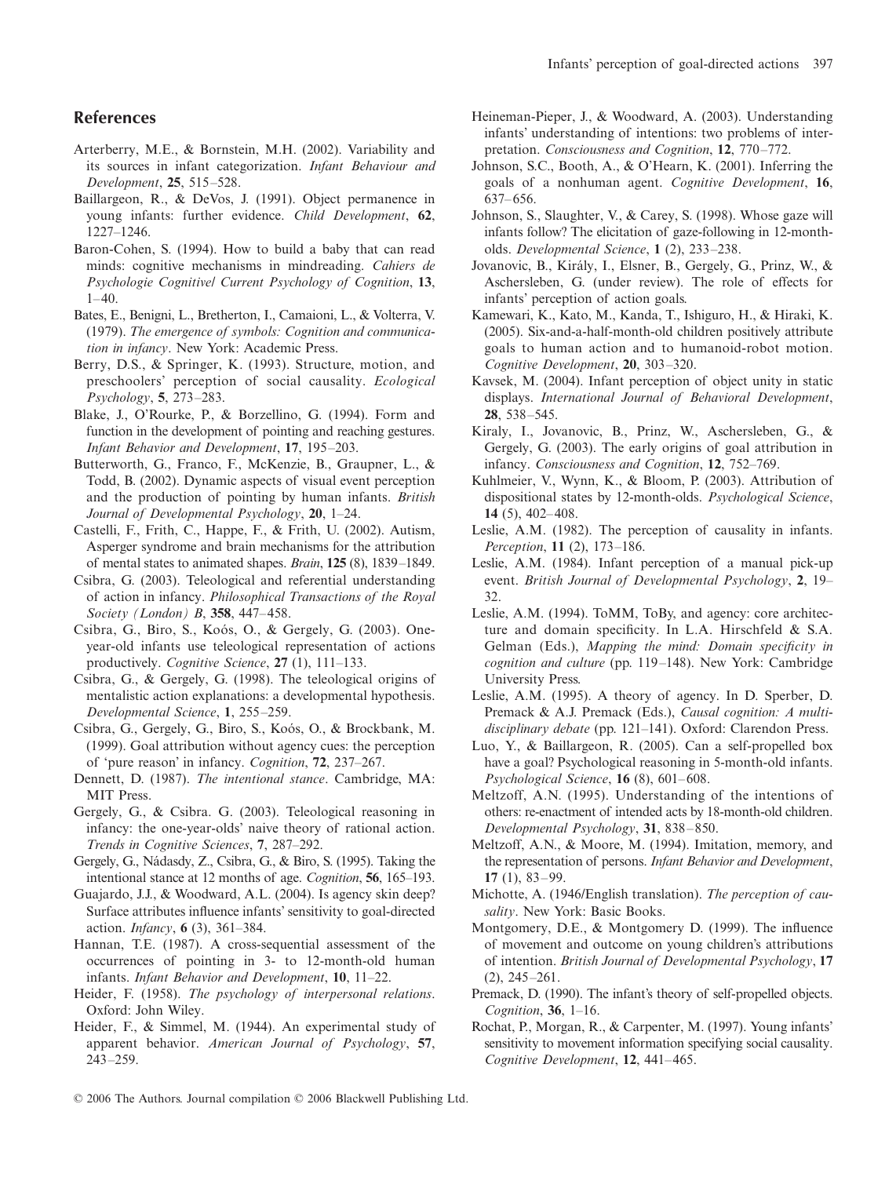## References

Arterberry, M.E., & Bornstein, M.H. (2002). Variability and its sources in infant categorization. *Infant Behaviour and Development*, **25**, 515–528.

Baillargeon, R., & DeVos, J. (1991). Object permanence in young infants: further evidence. *Child Development*, **62**, 1227–1246.

Baron-Cohen, S. (1994). How to build a baby that can read minds: cognitive mechanisms in mindreading. *Cahiers de Psychologie Cognitive/ Current Psychology of Cognition*, **13**, 1–40.

Bates, E., Benigni, L., Bretherton, I., Camaioni, L., & Volterra, V. (1979). *The emergence of symbols: Cognition and communication in infancy*. New York: Academic Press.

Berry, D.S., & Springer, K. (1993). Structure, motion, and preschoolers' perception of social causality. *Ecological Psychology*, **5**, 273–283.

Blake, J., O'Rourke, P., & Borzellino, G. (1994). Form and function in the development of pointing and reaching gestures. *Infant Behavior and Development*, **17**, 195–203.

Butterworth, G., Franco, F., McKenzie, B., Graupner, L., & Todd, B. (2002). Dynamic aspects of visual event perception and the production of pointing by human infants. *British Journal of Developmental Psychology*, **20**, 1–24.

Castelli, F., Frith, C., Happe, F., & Frith, U. (2002). Autism, Asperger syndrome and brain mechanisms for the attribution of mental states to animated shapes. *Brain*, **125** (8), 1839–1849.

Csibra, G. (2003). Teleological and referential understanding of action in infancy. *Philosophical Transactions of the Royal Society (London) B*, **358**, 447–458.

Csibra, G., Biro, S., Koós, O., & Gergely, G. (2003). One-year-old infants use teleological representation of actions productively. *Cognitive Science*, **27** (1), 111–133.

Csibra, G., & Gergely, G. (1998). The teleological origins of mentalistic action explanations: a developmental hypothesis. *Developmental Science*, **1**, 255–259.

Csibra, G., Gergely, G., Biro, S., Koós, O., & Brockbank, M. (1999). Goal attribution without agency cues: the perception of 'pure reason' in infancy. *Cognition*, **72**, 237–267.

Dennett, D. (1987). *The intentional stance*. Cambridge, MA: MIT Press.

Gergely, G., & Csibra. G. (2003). Teleological reasoning in infancy: the one-year-olds' naive theory of rational action. *Trends in Cognitive Sciences*, **7**, 287–292.

Gergely, G., Nádasdy, Z., Csibra, G., & Biro, S. (1995). Taking the intentional stance at 12 months of age. *Cognition*, **56**, 165–193.

Guajardo, J.J., & Woodward, A.L. (2004). Is agency skin deep? Surface attributes influence infants' sensitivity to goal-directed action. *Infancy*, **6** (3), 361–384.

Hannan, T.E. (1987). A cross-sequential assessment of the occurrences of pointing in 3- to 12-month-old human infants. *Infant Behavior and Development*, **10**, 11–22.

Heider, F. (1958). *The psychology of interpersonal relations*. Oxford: John Wiley.

Heider, F., & Simmel, M. (1944). An experimental study of apparent behavior. *American Journal of Psychology*, **57**, 243–259.

Heineman-Pieper, J., & Woodward, A. (2003). Understanding infants' understanding of intentions: two problems of interpretation. *Consciousness and Cognition*, **12**, 770–772.

Johnson, S.C., Booth, A., & O'Hearn, K. (2001). Inferring the goals of a nonhuman agent. *Cognitive Development*, **16**, 637–656.

Johnson, S., Slaughter, V., & Carey, S. (1998). Whose gaze will infants follow? The elicitation of gaze-following in 12-month-olds. *Developmental Science*, **1** (2), 233–238.

Jovanovic, B., Király, I., Elsner, B., Gergely, G., Prinz, W., & Aschersleben, G. (under review). The role of effects for infants' perception of action goals.

Kamewari, K., Kato, M., Kanda, T., Ishiguro, H., & Hiraki, K. (2005). Six-and-a-half-month-old children positively attribute goals to human action and to humanoid-robot motion. *Cognitive Development*, **20**, 303–320.

Kavsek, M. (2004). Infant perception of object unity in static displays. *International Journal of Behavioral Development*, **28**, 538–545.

Kiraly, I., Jovanovic, B., Prinz, W., Aschersleben, G., & Gergely, G. (2003). The early origins of goal attribution in infancy. *Consciousness and Cognition*, **12**, 752–769.

Kuhlmeier, V., Wynn, K., & Bloom, P. (2003). Attribution of dispositional states by 12-month-olds. *Psychological Science*, **14** (5), 402–408.

Leslie, A.M. (1982). The perception of causality in infants. *Perception*, **11** (2), 173–186.

Leslie, A.M. (1984). Infant perception of a manual pick-up event. *British Journal of Developmental Psychology*, **2**, 19–32.

Leslie, A.M. (1994). ToMM, ToBy, and agency: core architecture and domain specificity. In L.A. Hirschfeld & S.A. Gelman (Eds.), *Mapping the mind: Domain specificity in cognition and culture* (pp. 119–148). New York: Cambridge University Press.

Leslie, A.M. (1995). A theory of agency. In D. Sperber, D. Premack & A.J. Premack (Eds.), *Causal cognition: A multidisciplinary debate* (pp. 121–141). Oxford: Clarendon Press.

Luo, Y., & Baillargeon, R. (2005). Can a self-propelled box have a goal? Psychological reasoning in 5-month-old infants. *Psychological Science*, **16** (8), 601–608.

Meltzoff, A.N. (1995). Understanding of the intentions of others: re-enactment of intended acts by 18-month-old children. *Developmental Psychology*, **31**, 838–850.

Meltzoff, A.N., & Moore, M. (1994). Imitation, memory, and the representation of persons. *Infant Behavior and Development*, **17** (1), 83–99.

Michotte, A. (1946/English translation). *The perception of causality*. New York: Basic Books.

Montgomery, D.E., & Montgomery D. (1999). The influence of movement and outcome on young children's attributions of intention. *British Journal of Developmental Psychology*, **17** (2), 245–261.

Premack, D. (1990). The infant's theory of self-propelled objects. *Cognition*, **36**, 1–16.

Rochat, P., Morgan, R., & Carpenter, M. (1997). Young infants' sensitivity to movement information specifying social causality. *Cognitive Development*, **12**, 441–465.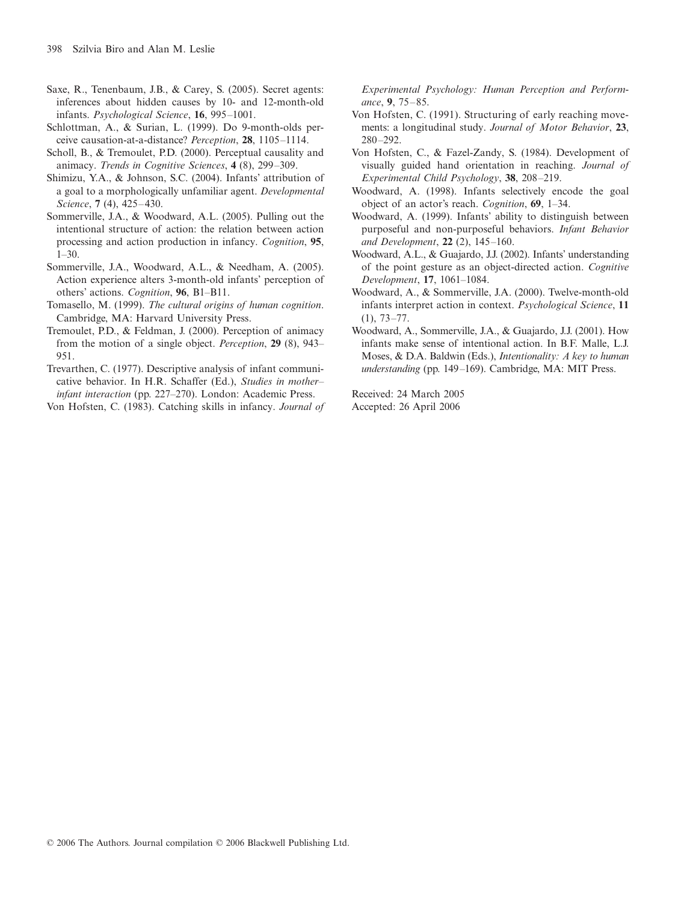Saxe, R., Tenenbaum, J.B., & Carey, S. (2005). Secret agents: inferences about hidden causes by 10- and 12-month-old infants. *Psychological Science*, **16**, 995–1001.

Schlottman, A., & Surian, L. (1999). Do 9-month-olds perceive causation-at-a-distance? *Perception*, **28**, 1105–1114.

Scholl, B., & Tremoulet, P.D. (2000). Perceptual causality and animacy. *Trends in Cognitive Sciences*, **4** (8), 299–309.

Shimizu, Y.A., & Johnson, S.C. (2004). Infants' attribution of a goal to a morphologically unfamiliar agent. *Developmental Science*, **7** (4), 425–430.

Sommerville, J.A., & Woodward, A.L. (2005). Pulling out the intentional structure of action: the relation between action processing and action production in infancy. *Cognition*, **95**, 1–30.

Sommerville, J.A., Woodward, A.L., & Needham, A. (2005). Action experience alters 3-month-old infants' perception of others' actions. *Cognition*, **96**, B1–B11.

Tomasello, M. (1999). *The cultural origins of human cognition*. Cambridge, MA: Harvard University Press.

Tremoulet, P.D., & Feldman, J. (2000). Perception of animacy from the motion of a single object. *Perception*, **29** (8), 943–951.

Trevarthen, C. (1977). Descriptive analysis of infant communicative behavior. In H.R. Schaffer (Ed.), *Studies in mother–infant interaction* (pp. 227–270). London: Academic Press.

Von Hofsten, C. (1983). Catching skills in infancy. *Journal of Experimental Psychology: Human Perception and Performance*, **9**, 75–85.

Von Hofsten, C. (1991). Structuring of early reaching movements: a longitudinal study. *Journal of Motor Behavior*, **23**, 280–292.

Von Hofsten, C., & Fazel-Zandy, S. (1984). Development of visually guided hand orientation in reaching. *Journal of Experimental Child Psychology*, **38**, 208–219.

Woodward, A. (1998). Infants selectively encode the goal object of an actor's reach. *Cognition*, **69**, 1–34.

Woodward, A. (1999). Infants' ability to distinguish between purposeful and non-purposeful behaviors. *Infant Behavior and Development*, **22** (2), 145–160.

Woodward, A.L., & Guajardo, J.J. (2002). Infants' understanding of the point gesture as an object-directed action. *Cognitive Development*, **17**, 1061–1084.

Woodward, A., & Sommerville, J.A. (2000). Twelve-month-old infants interpret action in context. *Psychological Science*, **11** (1), 73–77.

Woodward, A., Sommerville, J.A., & Guajardo, J.J. (2001). How infants make sense of intentional action. In B.F. Malle, L.J. Moses, & D.A. Baldwin (Eds.), *Intentionality: A key to human understanding* (pp. 149–169). Cambridge, MA: MIT Press.

Received: 24 March 2005
Accepted: 26 April 2006